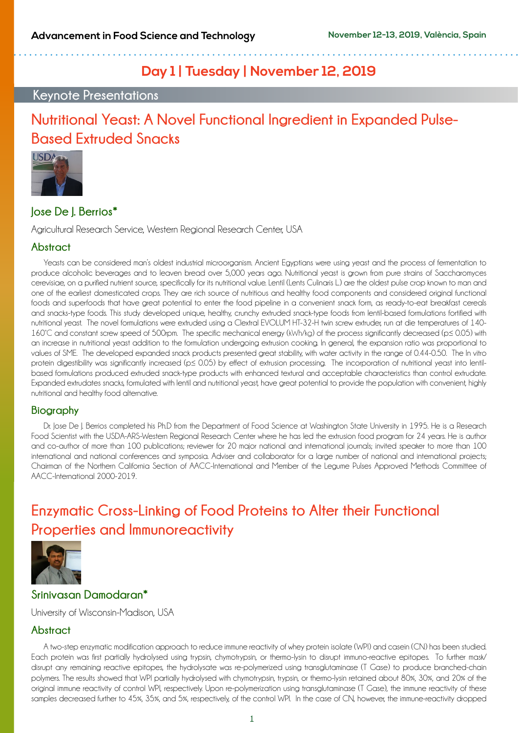# Day 1 | Tuesday | November 12, 2019

## Keynote Presentations

## Nutritional Yeast: A Novel Functional Ingredient in Expanded Pulse-Based Extruded Snacks

### Jose De J. Berrios*

Agricultural Research Service, Western Regional Research Center, USA

### Abstract

Yeasts can be considered man's oldest industrial microorganism. Ancient Egyptians were using yeast and the process of fermentation to produce alcoholic beverages and to leaven bread over 5,000 years ago. Nutritional yeast is grown from pure strains of Saccharomyces cerevisiae, on a purified nutrient source, specifically for its nutritional value. Lentil (Lents Culinaris L.) are the oldest pulse crop known to man and one of the earliest domesticated crops. They are rich source of nutritious and healthy food components and considered original functional foods and superfoods that have great potential to enter the food pipeline in a convenient snack form, as ready-to-eat breakfast cereals and snacks-type foods. This study developed unique, healthy, crunchy extruded snack-type foods from lentil-based formulations fortified with nutritional yeast. The novel formulations were extruded using a Clextral EVOLUM HT-32-H twin screw extruder, run at die temperatures of 140-160°C and constant screw speed of 500rpm. The specific mechanical energy (kWh/kg) of the process significantly decreased (p≤ 0.05) with an increase in nutritional yeast addition to the formulation undergoing extrusion cooking. In general, the expansion ratio was proportional to values of SME. The developed expanded snack products presented great stability, with water activity in the range of 0.44-0.50. The In vitro protein digestibility was significantly increased (p≤ 0.05) by effect of extrusion processing. The incorporation of nutritional yeast into lentil-based formulations produced extruded snack-type products with enhanced textural and acceptable characteristics than control extrudate. Expanded extrudates snacks, formulated with lentil and nutritional yeast, have great potential to provide the population with convenient, highly nutritional and healthy food alternative.

### Biography

Dr. Jose De J. Berrios completed his Ph.D from the Department of Food Science at Washington State University in 1995. He is a Research Food Scientist with the USDA-ARS-Western Regional Research Center where he has led the extrusion food program for 24 years. He is author and co-author of more than 100 publications; reviewer for 20 major national and international journals; invited speaker to more than 100 international and national conferences and symposia. Adviser and collaborator for a large number of national and international projects; Chairman of the Northern California Section of AACC-International and Member of the Legume Pulses Approved Methods Committee of AACC-International 2000-2019.

## Enzymatic Cross-Linking of Food Proteins to Alter their Functional Properties and Immunoreactivity

### Srinivasan Damodaran*

University of Wisconsin-Madison, USA

### Abstract

A two-step enzymatic modification approach to reduce immune reactivity of whey protein isolate (WPI) and casein (CN) has been studied. Each protein was first partially hydrolysed using trypsin, chymotrypsin, or thermo-lysin to disrupt immuno-reactive epitopes. To further mask/disrupt any remaining reactive epitopes, the hydrolysate was re-polymerized using transglutaminase (T Gase) to produce branched-chain polymers. The results showed that WPI partially hydrolysed with chymotrypsin, trypsin, or thermo-lysin retained about 80%, 30%, and 20% of the original immune reactivity of control WPI, respectively. Upon re-polymerization using transglutaminase (T Gase), the immune reactivity of these samples decreased further to 45%, 35%, and 5%, respectively, of the control WPI. In the case of CN, however, the immune-reactivity dropped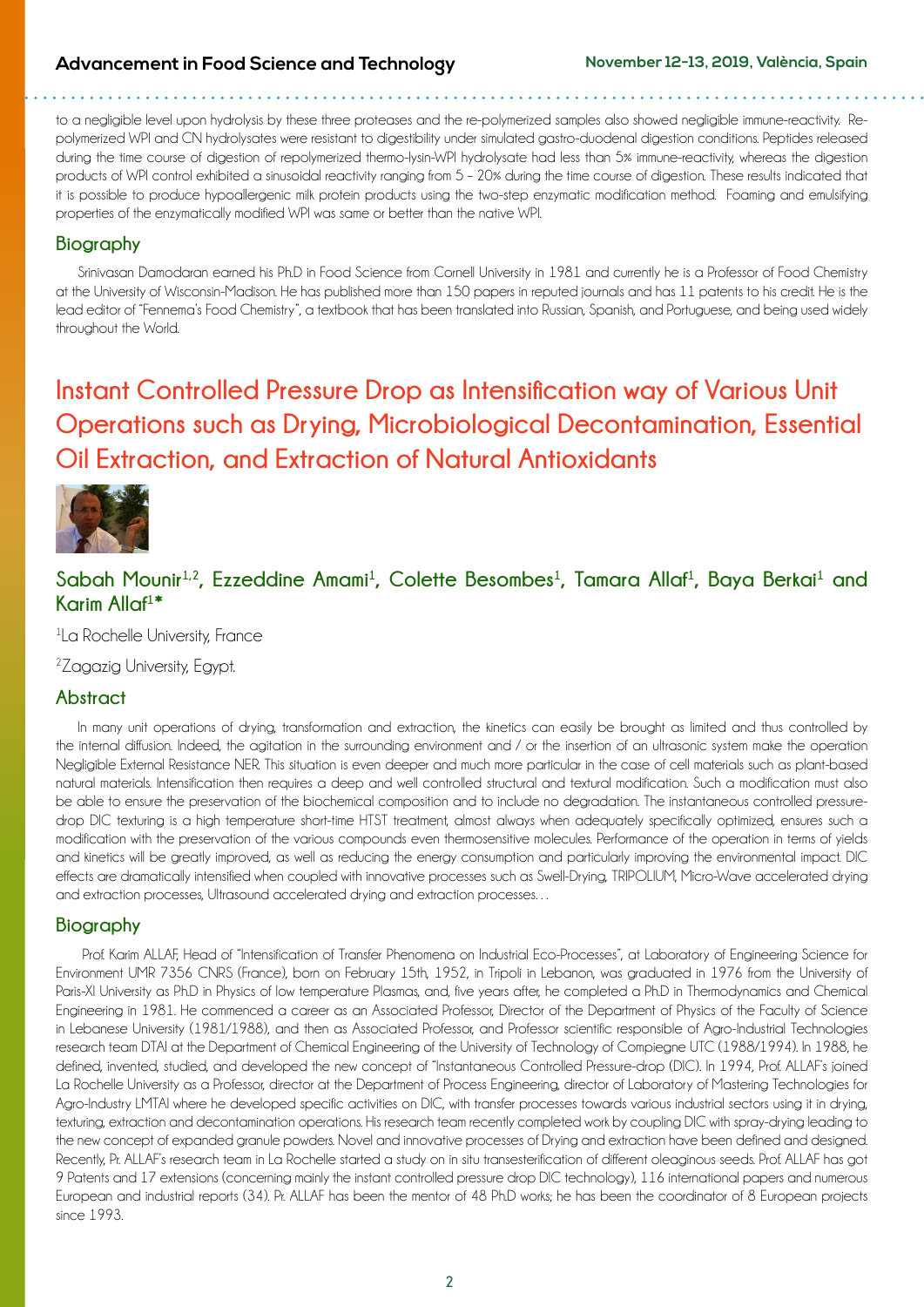to a negligible level upon hydrolysis by these three proteases and the re-polymerized samples also showed negligible immune-reactivity. Re-polymerized WPI and CN hydrolysates were resistant to digestibility under simulated gastro-duodenal digestion conditions. Peptides released during the time course of digestion of repolymerized thermo-lysin-WPI hydrolysate had less than 5% immune-reactivity, whereas the digestion products of WPI control exhibited a sinusoidal reactivity ranging from 5 – 20% during the time course of digestion. These results indicated that it is possible to produce hypoallergenic milk protein products using the two-step enzymatic modification method. Foaming and emulsifying properties of the enzymatically modified WPI was same or better than the native WPI.

## Biography

Srinivasan Damodaran earned his Ph.D in Food Science from Cornell University in 1981 and currently he is a Professor of Food Chemistry at the University of Wisconsin-Madison. He has published more than 150 papers in reputed journals and has 11 patents to his credit. He is the lead editor of "Fennema's Food Chemistry", a textbook that has been translated into Russian, Spanish, and Portuguese, and being used widely throughout the World.

# Instant Controlled Pressure Drop as Intensification way of Various Unit Operations such as Drying, Microbiological Decontamination, Essential Oil Extraction, and Extraction of Natural Antioxidants

**Sabah Mounir[1,2], Ezzeddine Amami[1], Colette Besombes[1], Tamara Allaf[1], Baya Berkai[1] and Karim Allaf[1*]**

[1]La Rochelle University, France

[2]Zagazig University, Egypt.

## Abstract

In many unit operations of drying, transformation and extraction, the kinetics can easily be brought as limited and thus controlled by the internal diffusion. Indeed, the agitation in the surrounding environment and / or the insertion of an ultrasonic system make the operation Negligible External Resistance NER. This situation is even deeper and much more particular in the case of cell materials such as plant-based natural materials. Intensification then requires a deep and well controlled structural and textural modification. Such a modification must also be able to ensure the preservation of the biochemical composition and to include no degradation. The instantaneous controlled pressure-drop DIC texturing is a high temperature short-time HTST treatment, almost always when adequately specifically optimized, ensures such a modification with the preservation of the various compounds even thermosensitive molecules. Performance of the operation in terms of yields and kinetics will be greatly improved, as well as reducing the energy consumption and particularly improving the environmental impact. DIC effects are dramatically intensified when coupled with innovative processes such as Swell-Drying, TRIPOLIUM, Micro-Wave accelerated drying and extraction processes, Ultrasound accelerated drying and extraction processes…

## Biography

Prof. Karim ALLAF, Head of "Intensification of Transfer Phenomena on Industrial Eco-Processes", at Laboratory of Engineering Science for Environment UMR 7356 CNRS (France), born on February 15th, 1952, in Tripoli in Lebanon, was graduated in 1976 from the University of Paris-XI University as PhD in Physics of low temperature Plasmas, and, five years after, he completed a PhD in Thermodynamics and Chemical Engineering in 1981. He commenced a career as an Associated Professor, Director of the Department of Physics of the Faculty of Science in Lebanese University (1981/1988), and then as Associated Professor, and Professor scientific responsible of Agro-Industrial Technologies research team DTAI at the Department of Chemical Engineering of the University of Technology of Compiegne UTC (1988/1994). In 1988, he defined, invented, studied, and developed the new concept of "Instantaneous Controlled Pressure-drop (DIC). In 1994, Prof. ALLAF's joined La Rochelle University as a Professor, director at the Department of Process Engineering, director of Laboratory of Mastering Technologies for Agro-Industry LMTAI where he developed specific activities on DIC, with transfer processes towards various industrial sectors using it in drying, texturing, extraction and decontamination operations. His research team recently completed work by coupling DIC with spray-drying leading to the new concept of expanded granule powders. Novel and innovative processes of Drying and extraction have been defined and designed. Recently, Pr. ALLAF's research team in La Rochelle started a study on in situ transesterification of different oleaginous seeds. Prof. ALLAF has got 9 Patents and 17 extensions (concerning mainly the instant controlled pressure drop DIC technology), 116 international papers and numerous European and industrial reports (34). Pr. ALLAF has been the mentor of 48 PhD works; he has been the coordinator of 8 European projects since 1993.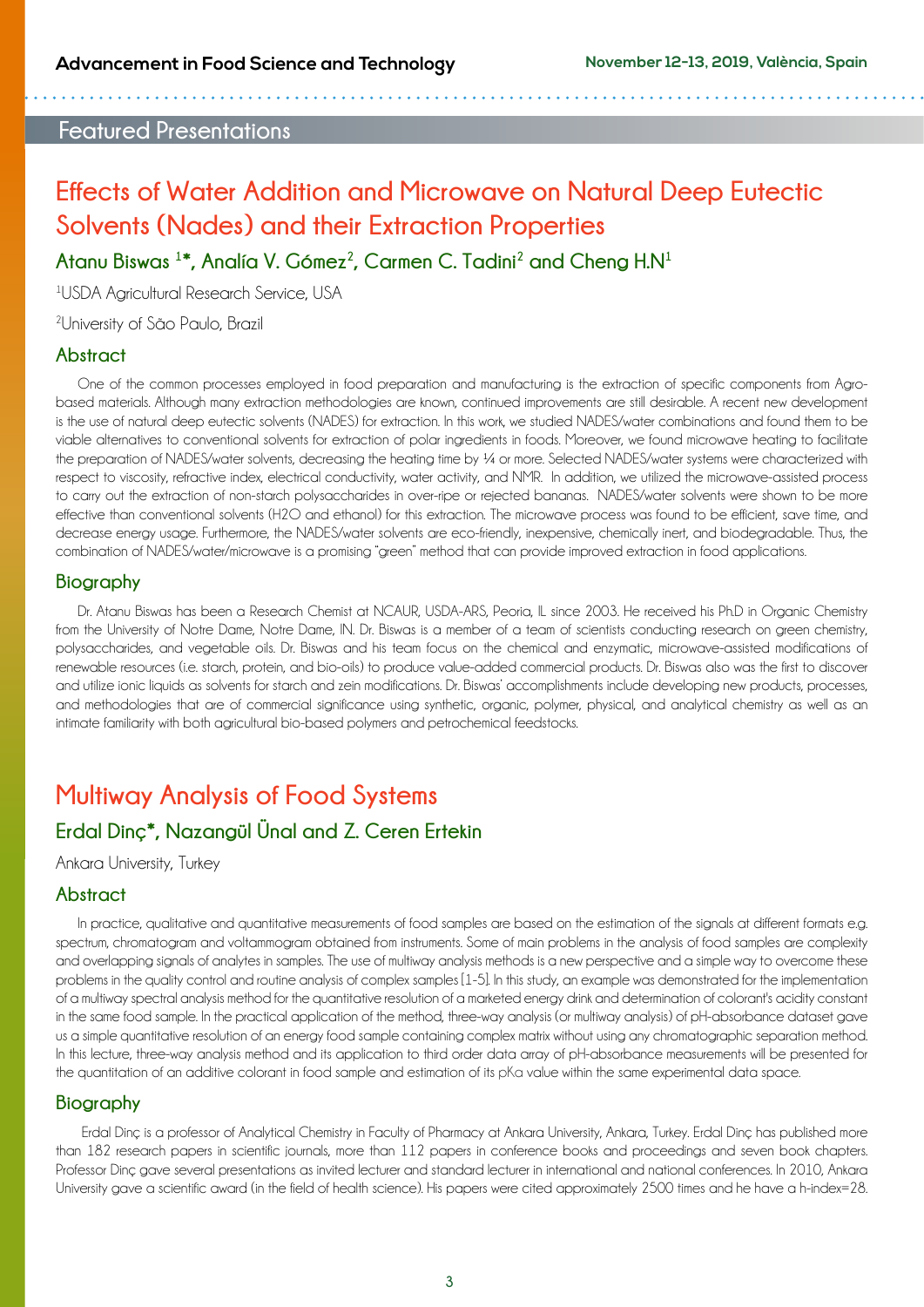## Featured Presentations

# Effects of Water Addition and Microwave on Natural Deep Eutectic Solvents (Nades) and their Extraction Properties

### Atanu Biswas [1]*, Analía V. Gómez[2], Carmen C. Tadini[2] and Cheng H.N[1]

[1]USDA Agricultural Research Service, USA

[2]University of São Paulo, Brazil

### Abstract

One of the common processes employed in food preparation and manufacturing is the extraction of specific components from Agro-based materials. Although many extraction methodologies are known, continued improvements are still desirable. A recent new development is the use of natural deep eutectic solvents (NADES) for extraction. In this work, we studied NADES/water combinations and found them to be viable alternatives to conventional solvents for extraction of polar ingredients in foods. Moreover, we found microwave heating to facilitate the preparation of NADES/water solvents, decreasing the heating time by ¼ or more. Selected NADES/water systems were characterized with respect to viscosity, refractive index, electrical conductivity, water activity, and NMR. In addition, we utilized the microwave-assisted process to carry out the extraction of non-starch polysaccharides in over-ripe or rejected bananas. NADES/water solvents were shown to be more effective than conventional solvents (H2O and ethanol) for this extraction. The microwave process was found to be efficient, save time, and decrease energy usage. Furthermore, the NADES/water solvents are eco-friendly, inexpensive, chemically inert, and biodegradable. Thus, the combination of NADES/water/microwave is a promising "green" method that can provide improved extraction in food applications.

### Biography

Dr. Atanu Biswas has been a Research Chemist at NCAUR, USDA-ARS, Peoria, IL since 2003. He received his Ph.D in Organic Chemistry from the University of Notre Dame, Notre Dame, IN. Dr. Biswas is a member of a team of scientists conducting research on green chemistry, polysaccharides, and vegetable oils. Dr. Biswas and his team focus on the chemical and enzymatic, microwave-assisted modifications of renewable resources (i.e. starch, protein, and bio-oils) to produce value-added commercial products. Dr. Biswas also was the first to discover and utilize ionic liquids as solvents for starch and zein modifications. Dr. Biswas' accomplishments include developing new products, processes, and methodologies that are of commercial significance using synthetic, organic, polymer, physical, and analytical chemistry as well as an intimate familiarity with both agricultural bio-based polymers and petrochemical feedstocks.

# Multiway Analysis of Food Systems

### Erdal Dinç*, Nazangül Ünal and Z. Ceren Ertekin

Ankara University, Turkey

### Abstract

In practice, qualitative and quantitative measurements of food samples are based on the estimation of the signals at different formats e.g. spectrum, chromatogram and voltammogram obtained from instruments. Some of main problems in the analysis of food samples are complexity and overlapping signals of analytes in samples. The use of multiway analysis methods is a new perspective and a simple way to overcome these problems in the quality control and routine analysis of complex samples [1-5]. In this study, an example was demonstrated for the implementation of a multiway spectral analysis method for the quantitative resolution of a marketed energy drink and determination of colorant's acidity constant in the same food sample. In the practical application of the method, three-way analysis (or multiway analysis) of pH-absorbance dataset gave us a simple quantitative resolution of an energy food sample containing complex matrix without using any chromatographic separation method. In this lecture, three-way analysis method and its application to third order data array of pH-absorbance measurements will be presented for the quantitation of an additive colorant in food sample and estimation of its pKa value within the same experimental data space.

### Biography

Erdal Dinç is a professor of Analytical Chemistry in Faculty of Pharmacy at Ankara University, Ankara, Turkey. Erdal Dinç has published more than 182 research papers in scientific journals, more than 112 papers in conference books and proceedings and seven book chapters. Professor Dinç gave several presentations as invited lecturer and standard lecturer in international and national conferences. In 2010, Ankara University gave a scientific award (in the field of health science). His papers were cited approximately 2500 times and he have a h-index=28.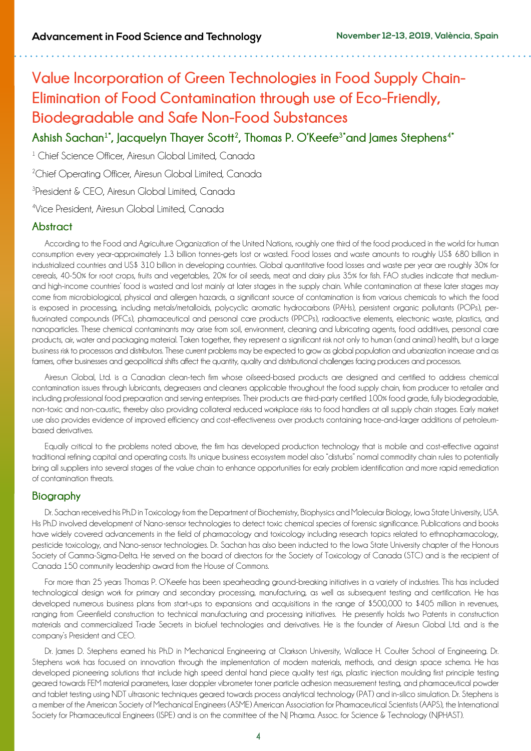# Value Incorporation of Green Technologies in Food Supply Chain-Elimination of Food Contamination through use of Eco-Friendly, Biodegradable and Safe Non-Food Substances

## Ashish Sachan[1*], Jacquelyn Thayer Scott[2], Thomas P. O'Keefe[3*] and James Stephens[4*]

[1] Chief Science Officer, Airesun Global Limited, Canada

[2] Chief Operating Officer, Airesun Global Limited, Canada

[3] President & CEO, Airesun Global Limited, Canada

[4] Vice President, Airesun Global Limited, Canada

### Abstract

According to the Food and Agriculture Organization of the United Nations, roughly one third of the food produced in the world for human consumption every year-approximately 1.3 billion tonnes-gets lost or wasted. Food losses and waste amounts to roughly US$ 680 billion in industrialized countries and US$ 310 billion in developing countries. Global quantitative food losses and waste per year are roughly 30% for cereals, 40-50% for root crops, fruits and vegetables, 20% for oil seeds, meat and dairy plus 35% for fish. FAO studies indicate that medium-and high-income countries' food is wasted and lost mainly at later stages in the supply chain. While contamination at these later stages may come from microbiological, physical and allergen hazards, a significant source of contamination is from various chemicals to which the food is exposed in processing, including metals/metalloids, polycyclic aromatic hydrocarbons (PAHs), persistent organic pollutants (POPs), per-fluorinated compounds (PFCs), pharmaceutical and personal care products (PPCPs), radioactive elements, electronic waste, plastics, and nanoparticles. These chemical contaminants may arise from soil, environment, cleaning and lubricating agents, food additives, personal care products, air, water and packaging material. Taken together, they represent a significant risk not only to human (and animal) health, but a large business risk to processors and distributors. These current problems may be expected to grow as global population and urbanization increase and as farmers, other businesses and geopolitical shifts affect the quantity, quality and distributional challenges facing producers and processors.

Airesun Global, Ltd. is a Canadian clean-tech firm whose oilseed-based products are designed and certified to address chemical contamination issues through lubricants, degreasers and cleaners applicable throughout the food supply chain, from producer to retailer and including professional food preparation and serving enterprises. Their products are third-party certified 100% food grade, fully biodegradable, non-toxic and non-caustic, thereby also providing collateral reduced workplace risks to food handlers at all supply chain stages. Early market use also provides evidence of improved efficiency and cost-effectiveness over products containing trace-and-larger additions of petroleum-based derivatives.

Equally critical to the problems noted above, the firm has developed production technology that is mobile and cost-effective against traditional refining capital and operating costs. Its unique business ecosystem model also "disturbs" normal commodity chain rules to potentially bring all suppliers into several stages of the value chain to enhance opportunities for early problem identification and more rapid remediation of contamination threats.

### Biography

Dr. Sachan received his Ph.D in Toxicology from the Department of Biochemistry, Biophysics and Molecular Biology, Iowa State University, USA. His Ph.D involved development of Nano-sensor technologies to detect toxic chemical species of forensic significance. Publications and books have widely covered advancements in the field of pharmacology and toxicology including research topics related to ethnopharmacology, pesticide toxicology, and Nano-sensor technologies. Dr. Sachan has also been inducted to the Iowa State University chapter of the Honours Society of Gamma-Sigma-Delta. He served on the board of directors for the Society of Toxicology of Canada (STC) and is the recipient of Canada 150 community leadership award from the House of Commons.

For more than 25 years Thomas P. O'Keefe has been spearheading ground-breaking initiatives in a variety of industries. This has included technological design work for primary and secondary processing, manufacturing, as well as subsequent testing and certification. He has developed numerous business plans from start-ups to expansions and acquisitions in the range of $500,000 to $405 million in revenues, ranging from Greenfield construction to technical manufacturing and processing initiatives. He presently holds two Patents in construction materials and commercialized Trade Secrets in biofuel technologies and derivatives. He is the founder of Airesun Global Ltd. and is the company's President and CEO.

Dr. James D. Stephens earned his Ph.D in Mechanical Engineering at Clarkson University, Wallace H. Coulter School of Engineering. Dr. Stephens work has focused on innovation through the implementation of modern materials, methods, and design space schema. He has developed pioneering solutions that include high speed dental hand piece quality test rigs, plastic injection moulding first principle testing geared towards FEM material parameters, laser doppler vibrometer toner particle adhesion measurement testing, and pharmaceutical powder and tablet testing using NDT ultrasonic techniques geared towards process analytical technology (PAT) and in-silico simulation. Dr. Stephens is a member of the American Society of Mechanical Engineers (ASME) American Association for Pharmaceutical Scientists (AAPS), the International Society for Pharmaceutical Engineers (ISPE) and is on the committee of the NJ Pharma. Assoc. for Science & Technology (NJPHAST).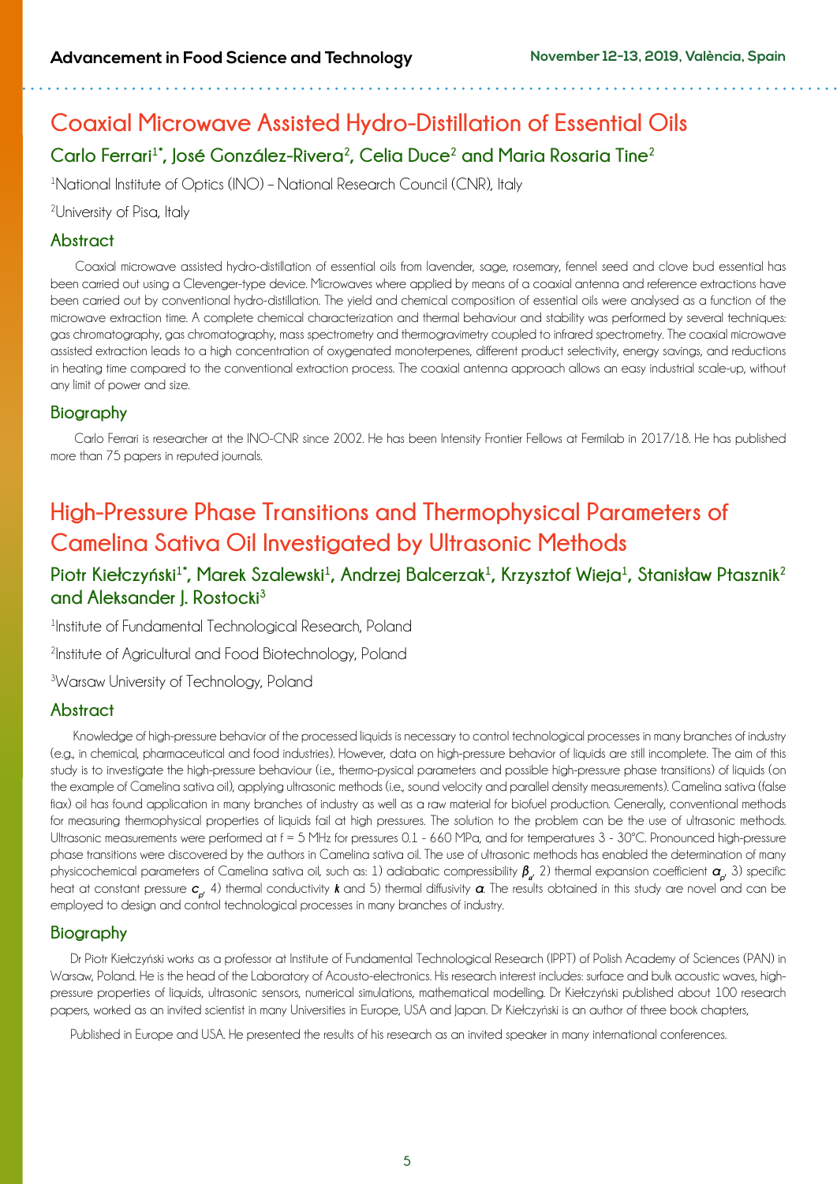# Coaxial Microwave Assisted Hydro-Distillation of Essential Oils

## Carlo Ferrari[1*], José González-Rivera[2], Celia Duce[2] and Maria Rosaria Tine[2]

[1]National Institute of Optics (INO) – National Research Council (CNR), Italy

[2]University of Pisa, Italy

### Abstract

Coaxial microwave assisted hydro-distillation of essential oils from lavender, sage, rosemary, fennel seed and clove bud essential has been carried out using a Clevenger-type device. Microwaves where applied by means of a coaxial antenna and reference extractions have been carried out by conventional hydro-distillation. The yield and chemical composition of essential oils were analysed as a function of the microwave extraction time. A complete chemical characterization and thermal behaviour and stability was performed by several techniques: gas chromatography, gas chromatography, mass spectrometry and thermogravimetry coupled to infrared spectrometry. The coaxial microwave assisted extraction leads to a high concentration of oxygenated monoterpenes, different product selectivity, energy savings, and reductions in heating time compared to the conventional extraction process. The coaxial antenna approach allows an easy industrial scale-up, without any limit of power and size.

### Biography

Carlo Ferrari is researcher at the INO-CNR since 2002. He has been Intensity Frontier Fellows at Fermilab in 2017/18. He has published more than 75 papers in reputed journals.

# High-Pressure Phase Transitions and Thermophysical Parameters of Camelina Sativa Oil Investigated by Ultrasonic Methods

## Piotr Kiełczyński[1*], Marek Szalewski[1], Andrzej Balcerzak[1], Krzysztof Wieja[1], Stanisław Ptasznik[2] and Aleksander J. Rostocki[3]

[1]Institute of Fundamental Technological Research, Poland

[2]Institute of Agricultural and Food Biotechnology, Poland

[3]Warsaw University of Technology, Poland

### Abstract

Knowledge of high-pressure behavior of the processed liquids is necessary to control technological processes in many branches of industry (e.g., in chemical, pharmaceutical and food industries). However, data on high-pressure behavior of liquids are still incomplete. The aim of this study is to investigate the high-pressure behaviour (i.e., thermo-pysical parameters and possible high-pressure phase transitions) of liquids (on the example of Camelina sativa oil), applying ultrasonic methods (i.e., sound velocity and parallel density measurements). Camelina sativa (false flax) oil has found application in many branches of industry as well as a raw material for biofuel production. Generally, conventional methods for measuring thermophysical properties of liquids fail at high pressures. The solution to the problem can be the use of ultrasonic methods. Ultrasonic measurements were performed at f = 5 MHz for pressures 0.1 - 660 MPa, and for temperatures 3 - 30°C. Pronounced high-pressure phase transitions were discovered by the authors in Camelina sativa oil. The use of ultrasonic methods has enabled the determination of many physicochemical parameters of Camelina sativa oil, such as: 1) adiabatic compressibility $\beta_a$, 2) thermal expansion coefficient $\alpha_p$, 3) specific heat at constant pressure $c_p$, 4) thermal conductivity $k$ and 5) thermal diffusivity $\alpha$. The results obtained in this study are novel and can be employed to design and control technological processes in many branches of industry.

### Biography

Dr Piotr Kiełczyński works as a professor at Institute of Fundamental Technological Research (IPPT) of Polish Academy of Sciences (PAN) in Warsaw, Poland. He is the head of the Laboratory of Acousto-electronics. His research interest includes: surface and bulk acoustic waves, high-pressure properties of liquids, ultrasonic sensors, numerical simulations, mathematical modelling. Dr Kiełczyński published about 100 research papers, worked as an invited scientist in many Universities in Europe, USA and Japan. Dr Kiełczyński is an author of three book chapters,

Published in Europe and USA. He presented the results of his research as an invited speaker in many international conferences.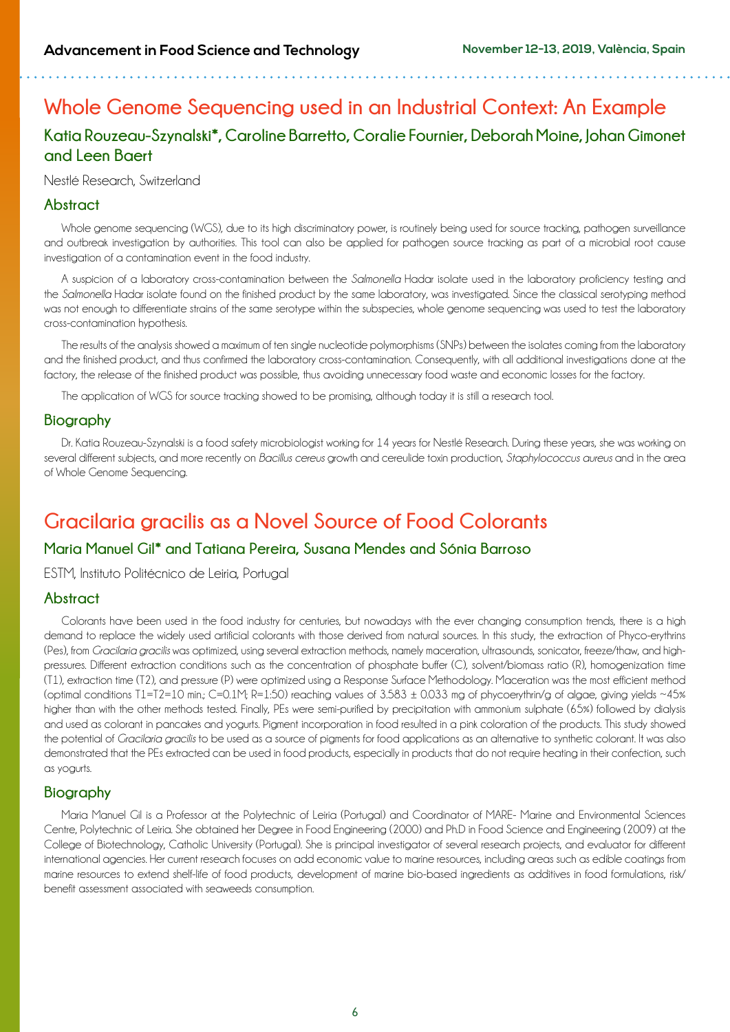# Whole Genome Sequencing used in an Industrial Context: An Example

### Katia Rouzeau-Szynalski*, Caroline Barretto, Coralie Fournier, Deborah Moine, Johan Gimonet and Leen Baert

Nestlé Research, Switzerland

## Abstract

Whole genome sequencing (WGS), due to its high discriminatory power, is routinely being used for source tracking, pathogen surveillance and outbreak investigation by authorities. This tool can also be applied for pathogen source tracking as part of a microbial root cause investigation of a contamination event in the food industry.

A suspicion of a laboratory cross-contamination between the *Salmonella* Hadar isolate used in the laboratory proficiency testing and the *Salmonella* Hadar isolate found on the finished product by the same laboratory, was investigated. Since the classical serotyping method was not enough to differentiate strains of the same serotype within the subspecies, whole genome sequencing was used to test the laboratory cross-contamination hypothesis.

The results of the analysis showed a maximum of ten single nucleotide polymorphisms (SNPs) between the isolates coming from the laboratory and the finished product, and thus confirmed the laboratory cross-contamination. Consequently, with all additional investigations done at the factory, the release of the finished product was possible, thus avoiding unnecessary food waste and economic losses for the factory.

The application of WGS for source tracking showed to be promising, although today it is still a research tool.

## Biography

Dr. Katia Rouzeau-Szynalski is a food safety microbiologist working for 14 years for Nestlé Research. During these years, she was working on several different subjects, and more recently on *Bacillus cereus* growth and cereulide toxin production, *Staphylococcus aureus* and in the area of Whole Genome Sequencing.

# Gracilaria gracilis as a Novel Source of Food Colorants

### Maria Manuel Gil* and Tatiana Pereira, Susana Mendes and Sónia Barroso

ESTM, Instituto Politécnico de Leiria, Portugal

## Abstract

Colorants have been used in the food industry for centuries, but nowadays with the ever changing consumption trends, there is a high demand to replace the widely used artificial colorants with those derived from natural sources. In this study, the extraction of Phyco-erythrins (Pes), from *Gracilaria gracilis* was optimized, using several extraction methods, namely maceration, ultrasounds, sonicator, freeze/thaw, and high-pressures. Different extraction conditions such as the concentration of phosphate buffer (C), solvent/biomass ratio (R), homogenization time (T1), extraction time (T2), and pressure (P) were optimized using a Response Surface Methodology. Maceration was the most efficient method (optimal conditions T1=T2=10 min.; C=0.1M; R=1:50) reaching values of 3.583 ± 0.033 mg of phycoerythrin/g of algae, giving yields ~45% higher than with the other methods tested. Finally, PEs were semi-purified by precipitation with ammonium sulphate (65%) followed by dialysis and used as colorant in pancakes and yogurts. Pigment incorporation in food resulted in a pink coloration of the products. This study showed the potential of *Gracilaria gracilis* to be used as a source of pigments for food applications as an alternative to synthetic colorant. It was also demonstrated that the PEs extracted can be used in food products, especially in products that do not require heating in their confection, such as yogurts.

## Biography

Maria Manuel Gil is a Professor at the Polytechnic of Leiria (Portugal) and Coordinator of MARE- Marine and Environmental Sciences Centre, Polytechnic of Leiria. She obtained her Degree in Food Engineering (2000) and Ph.D in Food Science and Engineering (2009) at the College of Biotechnology, Catholic University (Portugal). She is principal investigator of several research projects, and evaluator for different international agencies. Her current research focuses on add economic value to marine resources, including areas such as edible coatings from marine resources to extend shelf-life of food products, development of marine bio-based ingredients as additives in food formulations, risk/benefit assessment associated with seaweeds consumption.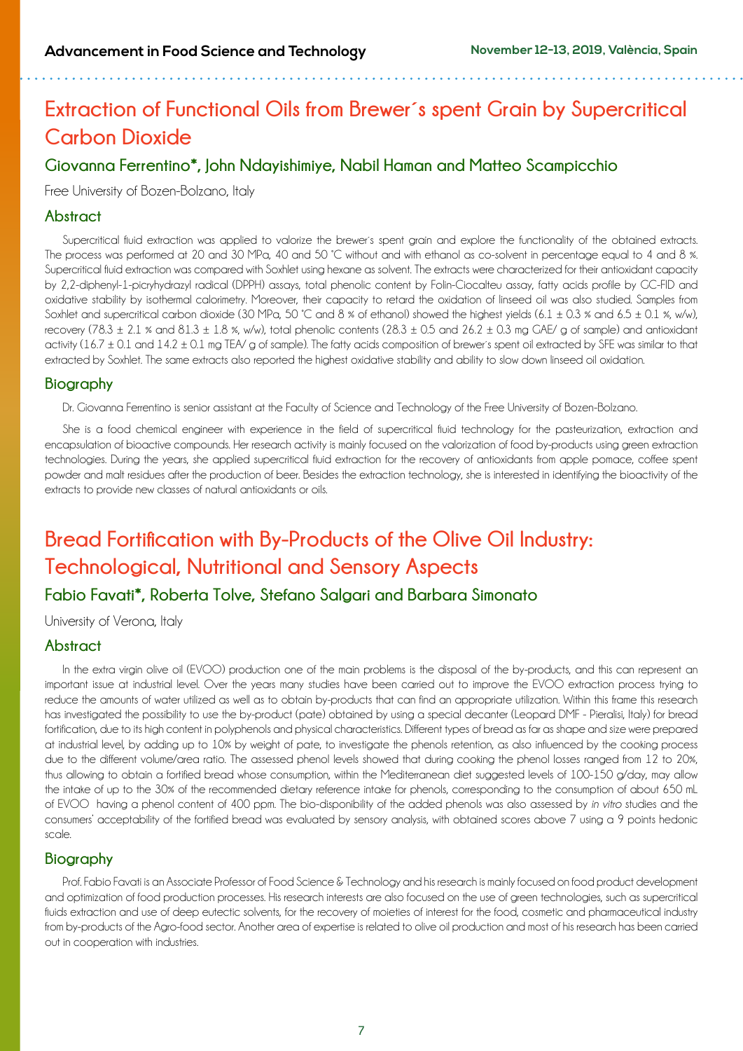## Extraction of Functional Oils from Brewer´s spent Grain by Supercritical Carbon Dioxide

### Giovanna Ferrentino*, John Ndayishimiye, Nabil Haman and Matteo Scampicchio

Free University of Bozen-Bolzano, Italy

### Abstract

Supercritical fluid extraction was applied to valorize the brewer´s spent grain and explore the functionality of the obtained extracts. The process was performed at 20 and 30 MPa, 40 and 50 °C without and with ethanol as co-solvent in percentage equal to 4 and 8 %. Supercritical fluid extraction was compared with Soxhlet using hexane as solvent. The extracts were characterized for their antioxidant capacity by 2,2-diphenyl-1-picryhydrazyl radical (DPPH) assays, total phenolic content by Folin-Ciocalteu assay, fatty acids profile by GC-FID and oxidative stability by isothermal calorimetry. Moreover, their capacity to retard the oxidation of linseed oil was also studied. Samples from Soxhlet and supercritical carbon dioxide (30 MPa, 50 °C and 8 % of ethanol) showed the highest yields (6.1 ± 0.3 % and 6.5 ± 0.1 %, w/w), recovery (78.3 ± 2.1 % and 81.3 ± 1.8 %, w/w), total phenolic contents (28.3 ± 0.5 and 26.2 ± 0.3 mg GAE/ g of sample) and antioxidant activity (16.7 ± 0.1 and 14.2 ± 0.1 mg TEA/ g of sample). The fatty acids composition of brewer´s spent oil extracted by SFE was similar to that extracted by Soxhlet. The same extracts also reported the highest oxidative stability and ability to slow down linseed oil oxidation.

### Biography

Dr. Giovanna Ferrentino is senior assistant at the Faculty of Science and Technology of the Free University of Bozen-Bolzano.

She is a food chemical engineer with experience in the field of supercritical fluid technology for the pasteurization, extraction and encapsulation of bioactive compounds. Her research activity is mainly focused on the valorization of food by-products using green extraction technologies. During the years, she applied supercritical fluid extraction for the recovery of antioxidants from apple pomace, coffee spent powder and malt residues after the production of beer. Besides the extraction technology, she is interested in identifying the bioactivity of the extracts to provide new classes of natural antioxidants or oils.

## Bread Fortification with By-Products of the Olive Oil Industry: Technological, Nutritional and Sensory Aspects

### Fabio Favati*, Roberta Tolve, Stefano Salgari and Barbara Simonato

University of Verona, Italy

### Abstract

In the extra virgin olive oil (EVOO) production one of the main problems is the disposal of the by-products, and this can represent an important issue at industrial level. Over the years many studies have been carried out to improve the EVOO extraction process trying to reduce the amounts of water utilized as well as to obtain by-products that can find an appropriate utilization. Within this frame this research has investigated the possibility to use the by-product (pate) obtained by using a special decanter (Leopard DMF - Pieralisi, Italy) for bread fortification, due to its high content in polyphenols and physical characteristics. Different types of bread as far as shape and size were prepared at industrial level, by adding up to 10% by weight of pate, to investigate the phenols retention, as also influenced by the cooking process due to the different volume/area ratio. The assessed phenol levels showed that during cooking the phenol losses ranged from 12 to 20%, thus allowing to obtain a fortified bread whose consumption, within the Mediterranean diet suggested levels of 100-150 g/day, may allow the intake of up to the 30% of the recommended dietary reference intake for phenols, corresponding to the consumption of about 650 mL of EVOO having a phenol content of 400 ppm. The bio-disponibility of the added phenols was also assessed by *in vitro* studies and the consumers' acceptability of the fortified bread was evaluated by sensory analysis, with obtained scores above 7 using a 9 points hedonic scale.

### Biography

Prof. Fabio Favati is an Associate Professor of Food Science & Technology and his research is mainly focused on food product development and optimization of food production processes. His research interests are also focused on the use of green technologies, such as supercritical fluids extraction and use of deep eutectic solvents, for the recovery of moieties of interest for the food, cosmetic and pharmaceutical industry from by-products of the Agro-food sector. Another area of expertise is related to olive oil production and most of his research has been carried out in cooperation with industries.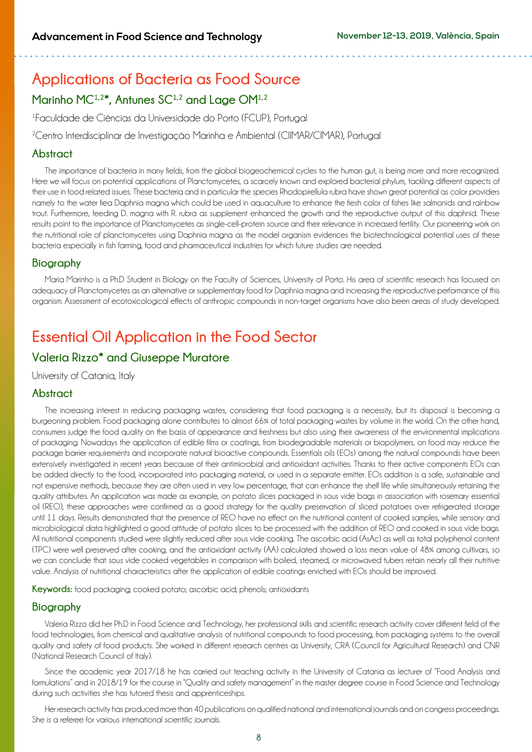# Applications of Bacteria as Food Source

## Marinho MC[1,2]*, Antunes SC[1,2] and Lage OM[1,2]

[1]Faculdade de Ciências da Universidade do Porto (FCUP), Portugal

[2]Centro Interdisciplinar de Investigação Marinha e Ambiental (CIIMAR/CIMAR), Portugal

### Abstract

The importance of bacteria in many fields, from the global biogeochemical cycles to the human gut, is being more and more recognized. Here we will focus on potential applications of Planctomycetes, a scarcely known and explored bacterial phylum, tackling different aspects of their use in food related issues. These bacteria and in particular the species Rhodopirellula rubra have shown great potential as color providers namely to the water flea Daphnia magna which could be used in aquaculture to enhance the flesh color of fishes like salmonids and rainbow trout. Furthermore, feeding D. magna with R. rubra as supplement enhanced the growth and the reproductive output of this daphnid. These results point to the importance of Planctomycetes as single-cell-protein source and their relevance in increased fertility. Our pioneering work on the nutritional role of planctomycetes using Daphnia magna as the model organism evidences the biotechnological potential uses of these bacteria especially in fish farming, food and pharmaceutical industries for which future studies are needed.

### Biography

Maria Marinho is a Ph.D Student in Biology on the Faculty of Sciences, University of Porto. His area of scientific research has focused on adequacy of Planctomycetes as an alternative or supplementary food for Daphnia magna and increasing the reproductive performance of this organism. Assessment of ecotoxicological effects of anthropic compounds in non-target organisms have also been areas of study developed.

# Essential Oil Application in the Food Sector

## Valeria Rizzo* and Giuseppe Muratore

University of Catania, Italy

### Abstract

The increasing interest in reducing packaging wastes, considering that food packaging is a necessity, but its disposal is becoming a burgeoning problem. Food packaging alone contributes to almost 66% of total packaging wastes by volume in the world. On the other hand, consumers judge the food quality on the basis of appearance and freshness but also using their awareness of the environmental implications of packaging. Nowadays the application of edible films or coatings, from biodegradable materials or biopolymers, on food may reduce the package barrier requirements and incorporate natural bioactive compounds. Essentials oils (EOs) among the natural compounds have been extensively investigated in recent years because of their antimicrobial and antioxidant activities. Thanks to their active components EOs can be added directly to the food, incorporated into packaging material, or used in a separate emitter. EOs addition is a safe, sustainable and not expensive methods, because they are often used in very low percentage, that can enhance the shelf life while simultaneously retaining the quality attributes. An application was made as example, on potato slices packaged in sous vide bags in association with rosemary essential oil (REO), these approaches were confirmed as a good strategy for the quality preservation of sliced potatoes over refrigerated storage until 11 days. Results demonstrated that the presence of REO have no effect on the nutritional content of cooked samples, while sensory and microbiological data highlighted a good attitude of potato slices to be processed with the addition of REO and cooked in sous vide bags. All nutritional components studied were slightly reduced after sous vide cooking. The ascorbic acid (AsAc) as well as total polyphenol content (TPC) were well preserved after cooking, and the antioxidant activity (AA) calculated showed a loss mean value of 48% among cultivars, so we can conclude that sous vide cooked vegetables in comparison with boiled, steamed, or microwaved tubers retain nearly all their nutritive value. Analysis of nutritional characteristics after the application of edible coatings enriched with EOs should be improved.

**Keywords:** food packaging; cooked potato; ascorbic acid; phenols; antioxidants

### Biography

Valeria Rizzo did her Ph.D in Food Science and Technology, her professional skills and scientific research activity cover different field of the food technologies, from chemical and qualitative analysis of nutritional compounds to food processing, from packaging systems to the overall quality and safety of food products. She worked in different research centres as University, CRA (Council for Agricultural Research) and CNR (National Research Council of Italy).

Since the academic year 2017/18 he has carried out teaching activity in the University of Catania as lecturer of "Food Analysis and formulations" and in 2018/19 for the course in "Quality and safety management" in the master degree course in Food Science and Technology during such activities she has tutored thesis and apprenticeships.

Her research activity has produced more than 40 publications on qualified national and international journals and on congress proceedings. She is a referee for various international scientific journals.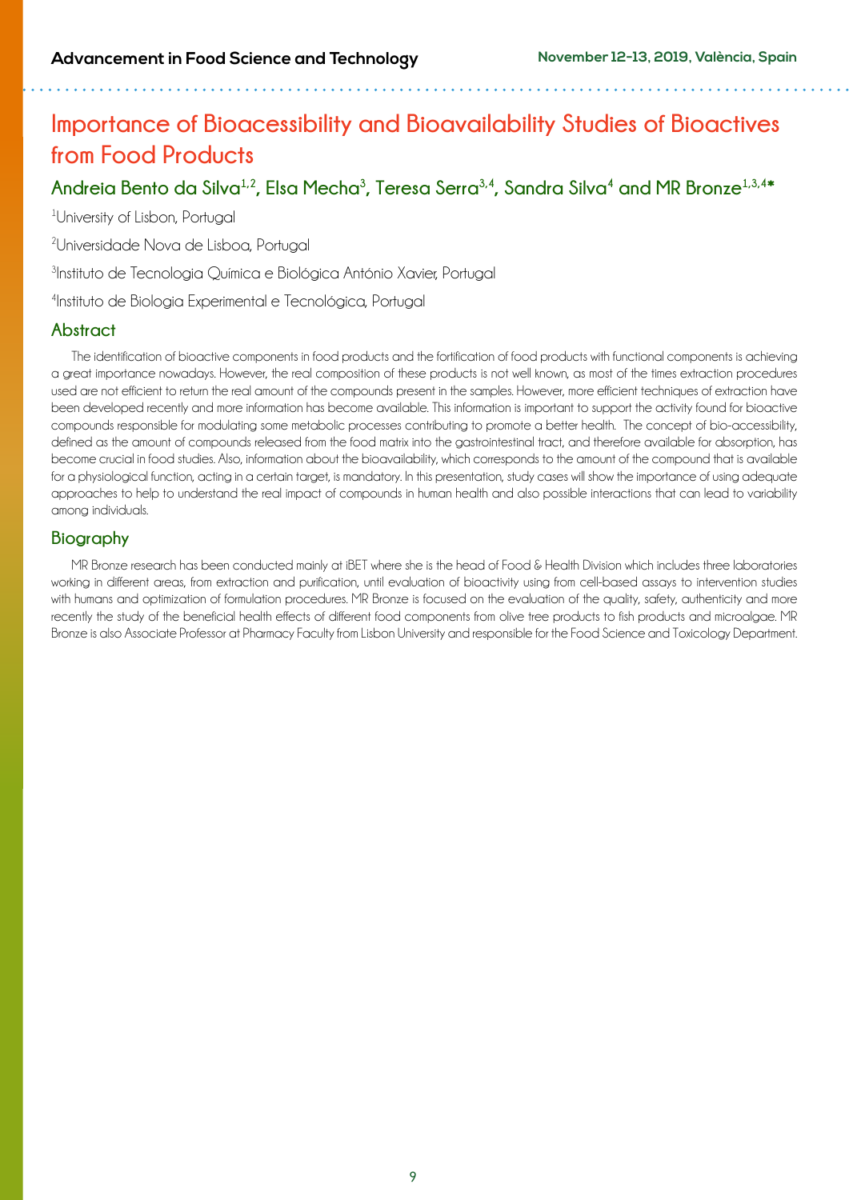# Importance of Bioacessibility and Bioavailability Studies of Bioactives from Food Products

## Andreia Bento da Silva[1,2], Elsa Mecha[3], Teresa Serra[3,4], Sandra Silva[4] and MR Bronze[1,3,4*]

[1]University of Lisbon, Portugal

[2]Universidade Nova de Lisboa, Portugal

[3]Instituto de Tecnologia Química e Biológica António Xavier, Portugal

[4]Instituto de Biologia Experimental e Tecnológica, Portugal

## Abstract

The identification of bioactive components in food products and the fortification of food products with functional components is achieving a great importance nowadays. However, the real composition of these products is not well known, as most of the times extraction procedures used are not efficient to return the real amount of the compounds present in the samples. However, more efficient techniques of extraction have been developed recently and more information has become available. This information is important to support the activity found for bioactive compounds responsible for modulating some metabolic processes contributing to promote a better health. The concept of bio-accessibility, defined as the amount of compounds released from the food matrix into the gastrointestinal tract, and therefore available for absorption, has become crucial in food studies. Also, information about the bioavailability, which corresponds to the amount of the compound that is available for a physiological function, acting in a certain target, is mandatory. In this presentation, study cases will show the importance of using adequate approaches to help to understand the real impact of compounds in human health and also possible interactions that can lead to variability among individuals.

## Biography

MR Bronze research has been conducted mainly at iBET where she is the head of Food & Health Division which includes three laboratories working in different areas, from extraction and purification, until evaluation of bioactivity using from cell-based assays to intervention studies with humans and optimization of formulation procedures. MR Bronze is focused on the evaluation of the quality, safety, authenticity and more recently the study of the beneficial health effects of different food components from olive tree products to fish products and microalgae. MR Bronze is also Associate Professor at Pharmacy Faculty from Lisbon University and responsible for the Food Science and Toxicology Department.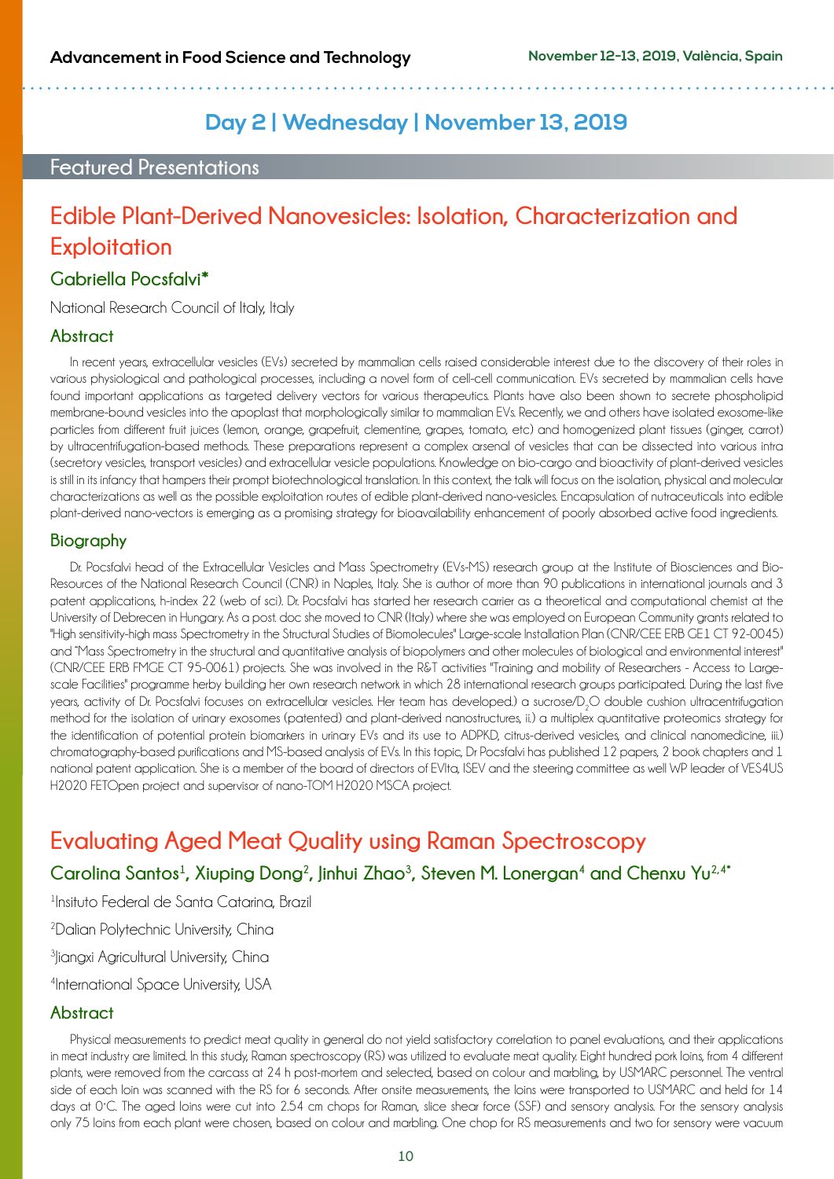## Day 2 | Wednesday | November 13, 2019

### Featured Presentations

# Edible Plant-Derived Nanovesicles: Isolation, Characterization and Exploitation

## Gabriella Pocsfalvi*

National Research Council of Italy, Italy

### Abstract

In recent years, extracellular vesicles (EVs) secreted by mammalian cells raised considerable interest due to the discovery of their roles in various physiological and pathological processes, including a novel form of cell-cell communication. EVs secreted by mammalian cells have found important applications as targeted delivery vectors for various therapeutics. Plants have also been shown to secrete phospholipid membrane-bound vesicles into the apoplast that morphologically similar to mammalian EVs. Recently, we and others have isolated exosome-like particles from different fruit juices (lemon, orange, grapefruit, clementine, grapes, tomato, etc) and homogenized plant tissues (ginger, carrot) by ultracentrifugation-based methods. These preparations represent a complex arsenal of vesicles that can be dissected into various intra (secretory vesicles, transport vesicles) and extracellular vesicle populations. Knowledge on bio-cargo and bioactivity of plant-derived vesicles is still in its infancy that hampers their prompt biotechnological translation. In this context, the talk will focus on the isolation, physical and molecular characterizations as well as the possible exploitation routes of edible plant-derived nano-vesicles. Encapsulation of nutraceuticals into edible plant-derived nano-vectors is emerging as a promising strategy for bioavailability enhancement of poorly absorbed active food ingredients.

### Biography

Dr. Pocsfalvi head of the Extracellular Vesicles and Mass Spectrometry (EVs-MS) research group at the Institute of Biosciences and Bio-Resources of the National Research Council (CNR) in Naples, Italy. She is author of more than 90 publications in international journals and 3 patent applications, h-index 22 (web of sci). Dr. Pocsfalvi has started her research carrier as a theoretical and computational chemist at the University of Debrecen in Hungary. As a post. doc she moved to CNR (Italy) where she was employed on European Community grants related to "High sensitivity-high mass Spectrometry in the Structural Studies of Biomolecules" Large-scale Installation Plan (CNR/CEE ERB GE1 CT 92-0045) and "Mass Spectrometry in the structural and quantitative analysis of biopolymers and other molecules of biological and environmental interest" (CNR/CEE ERB FMGE CT 95-0061) projects. She was involved in the R&T activities "Training and mobility of Researchers - Access to Large-scale Facilities" programme herby building her own research network in which 28 international research groups participated. During the last five years, activity of Dr. Pocsfalvi focuses on extracellular vesicles. Her team has developed.) a sucrose/$D_2O$ double cushion ultracentrifugation method for the isolation of urinary exosomes (patented) and plant-derived nanostructures, ii.) a multiplex quantitative proteomics strategy for the identification of potential protein biomarkers in urinary EVs and its use to ADPKD, citrus-derived vesicles, and clinical nanomedicine, iii.) chromatography-based purifications and MS-based analysis of EVs. In this topic, Dr Pocsfalvi has published 12 papers, 2 book chapters and 1 national patent application. She is a member of the board of directors of EVIta, ISEV and the steering committee as well WP leader of VES4US H2020 FETOpen project and supervisor of nano-TOM H2020 MSCA project.

# Evaluating Aged Meat Quality using Raman Spectroscopy

## Carolina Santos[1], Xiuping Dong[2], Jinhui Zhao[3], Steven M. Lonergan[4] and Chenxu Yu[2,4]*

[1]Insituto Federal de Santa Catarina, Brazil

[2]Dalian Polytechnic University, China

[3]Jiangxi Agricultural University, China

[4]International Space University, USA

### Abstract

Physical measurements to predict meat quality in general do not yield satisfactory correlation to panel evaluations, and their applications in meat industry are limited. In this study, Raman spectroscopy (RS) was utilized to evaluate meat quality. Eight hundred pork loins, from 4 different plants, were removed from the carcass at 24 h post-mortem and selected, based on colour and marbling, by USMARC personnel. The ventral side of each loin was scanned with the RS for 6 seconds. After onsite measurements, the loins were transported to USMARC and held for 14 days at 0°C. The aged loins were cut into 2.54 cm chops for Raman, slice shear force (SSF) and sensory analysis. For the sensory analysis only 75 loins from each plant were chosen, based on colour and marbling. One chop for RS measurements and two for sensory were vacuum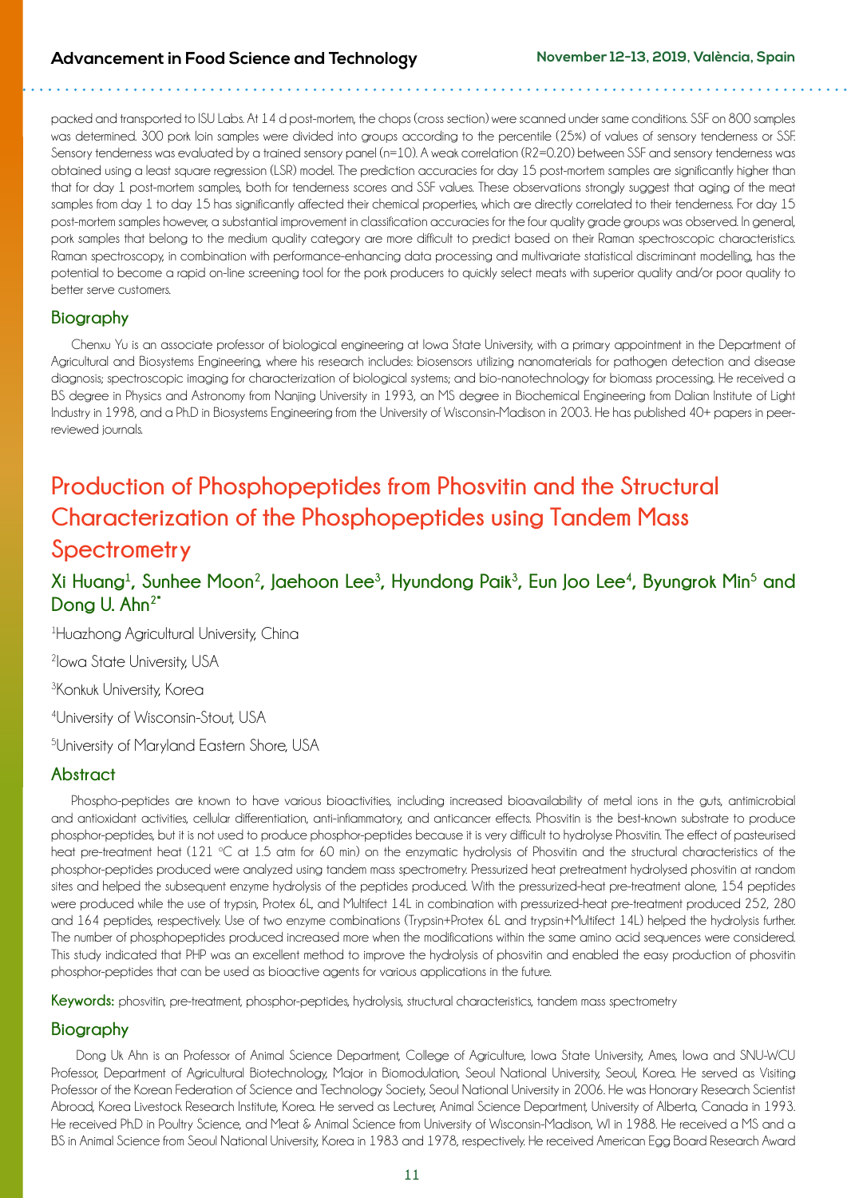packed and transported to ISU Labs. At 14 d post-mortem, the chops (cross section) were scanned under same conditions. SSF on 800 samples was determined. 300 pork loin samples were divided into groups according to the percentile (25%) of values of sensory tenderness or SSF. Sensory tenderness was evaluated by a trained sensory panel (n=10). A weak correlation (R2=0.20) between SSF and sensory tenderness was obtained using a least square regression (LSR) model. The prediction accuracies for day 15 post-mortem samples are significantly higher than that for day 1 post-mortem samples, both for tenderness scores and SSF values. These observations strongly suggest that aging of the meat samples from day 1 to day 15 has significantly affected their chemical properties, which are directly correlated to their tenderness. For day 15 post-mortem samples however, a substantial improvement in classification accuracies for the four quality grade groups was observed. In general, pork samples that belong to the medium quality category are more difficult to predict based on their Raman spectroscopic characteristics. Raman spectroscopy, in combination with performance-enhancing data processing and multivariate statistical discriminant modelling, has the potential to become a rapid on-line screening tool for the pork producers to quickly select meats with superior quality and/or poor quality to better serve customers.

### Biography

Chenxu Yu is an associate professor of biological engineering at Iowa State University, with a primary appointment in the Department of Agricultural and Biosystems Engineering, where his research includes: biosensors utilizing nanomaterials for pathogen detection and disease diagnosis; spectroscopic imaging for characterization of biological systems; and bio-nanotechnology for biomass processing. He received a BS degree in Physics and Astronomy from Nanjing University in 1993, an MS degree in Biochemical Engineering from Dalian Institute of Light Industry in 1998, and a Ph.D in Biosystems Engineering from the University of Wisconsin-Madison in 2003. He has published 40+ papers in peer-reviewed journals.

## Production of Phosphopeptides from Phosvitin and the Structural Characterization of the Phosphopeptides using Tandem Mass Spectrometry

**Xi Huang[1], Sunhee Moon[2], Jaehoon Lee[3], Hyundong Paik[3], Eun Joo Lee[4], Byungrok Min[5] and Dong U. Ahn[2*]**

[1]Huazhong Agricultural University, China

[2]Iowa State University, USA

[3]Konkuk University, Korea

[4]University of Wisconsin-Stout, USA

[5]University of Maryland Eastern Shore, USA

### Abstract

Phospho-peptides are known to have various bioactivities, including increased bioavailability of metal ions in the guts, antimicrobial and antioxidant activities, cellular differentiation, anti-inflammatory, and anticancer effects. Phosvitin is the best-known substrate to produce phosphor-peptides, but it is not used to produce phosphor-peptides because it is very difficult to hydrolyse Phosvitin. The effect of pasteurised heat pre-treatment heat (121 °C at 1.5 atm for 60 min) on the enzymatic hydrolysis of Phosvitin and the structural characteristics of the phosphor-peptides produced were analyzed using tandem mass spectrometry. Pressurized heat pretreatment hydrolysed phosvitin at random sites and helped the subsequent enzyme hydrolysis of the peptides produced. With the pressurized-heat pre-treatment alone, 154 peptides were produced while the use of trypsin, Protex 6L, and Multifect 14L in combination with pressurized-heat pre-treatment produced 252, 280 and 164 peptides, respectively. Use of two enzyme combinations (Trypsin+Protex 6L and trypsin+Multifect 14L) helped the hydrolysis further. The number of phosphopeptides produced increased more when the modifications within the same amino acid sequences were considered. This study indicated that PHP was an excellent method to improve the hydrolysis of phosvitin and enabled the easy production of phosvitin phosphor-peptides that can be used as bioactive agents for various applications in the future.

**Keywords:** phosvitin, pre-treatment, phosphor-peptides, hydrolysis, structural characteristics, tandem mass spectrometry

### Biography

Dong Uk Ahn is an Professor of Animal Science Department, College of Agriculture, Iowa State University, Ames, Iowa and SNU-WCU Professor, Department of Agricultural Biotechnology, Major in Biomodulation, Seoul National University, Seoul, Korea. He served as Visiting Professor of the Korean Federation of Science and Technology Society, Seoul National University in 2006. He was Honorary Research Scientist Abroad, Korea Livestock Research Institute, Korea. He served as Lecturer, Animal Science Department, University of Alberta, Canada in 1993. He received Ph.D in Poultry Science, and Meat & Animal Science from University of Wisconsin-Madison, WI in 1988. He received a MS and a BS in Animal Science from Seoul National University, Korea in 1983 and 1978, respectively. He received American Egg Board Research Award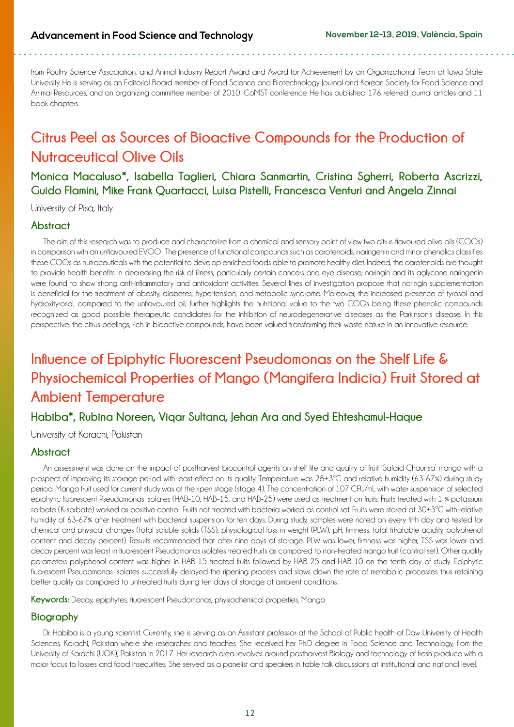from Poultry Science Association, and Animal Industry Report Award and Award for Achievement by an Organizational Team at Iowa State University. He is serving as an Editorial Board member of Food Science and Biotechnology Journal and Korean Society for Food Science and Animal Resources, and an organizing committee member of 2010 ICoMST conference. He has published 176 referred journal articles and 11 book chapters.

## Citrus Peel as Sources of Bioactive Compounds for the Production of Nutraceutical Olive Oils

### Monica Macaluso*, Isabella Taglieri, Chiara Sanmartin, Cristina Sgherri, Roberta Ascrizzi, Guido Flamini, Mike Frank Quartacci, Luisa Pistelli, Francesca Venturi and Angela Zinnai

University of Pisa, Italy

### Abstract

The aim of this research was to produce and characterize from a chemical and sensory point of view two citrus-flavoured olive oils (COOs) in comparison with an unflavoured EVOO. The presence of functional compounds such as carotenoids, naringenin and minor phenolics classifies these COOs as nutraceuticals with the potential to develop enriched foods able to promote healthy diet. Indeed, the carotenoids are thought to provide health benefits in decreasing the risk of illness, particularly certain cancers and eye disease; naringin and its aglycone naringenin were found to show strong anti-inflammatory and antioxidant activities. Several lines of investigation propose that naringin supplementation is beneficial for the treatment of obesity, diabetes, hypertension, and metabolic syndrome. Moreover, the increased presence of tyrosol and hydroxityrosol, compared to the unflavoured oil, further highlights the nutritional value to the two COOs being these phenolic compounds recognized as good possible therapeutic candidates for the inhibition of neurodegenerative diseases as the Parkinson's disease. In this perspective, the citrus peelings, rich in bioactive compounds, have been valued transforming their waste nature in an innovative resource.

## Influence of Epiphytic Fluorescent Pseudomonas on the Shelf Life & Physiochemical Properties of Mango (Mangifera Indicia) Fruit Stored at Ambient Temperature

### Habiba*, Rubina Noreen, Viqar Sultana, Jehan Ara and Syed Ehteshamul-Haque

University of Karachi, Pakistan

### Abstract

An assessment was done on the impact of postharvest biocontrol agents on shelf life and quality of fruit 'Safaid Chaunsa' mango with a prospect of improving its storage period with least effect on its quality. Temperature was 28±3°C and relative humidity (63-67%) during study period. Mango fruit used for current study was at the ripen stage (stage 4). The concentration of 107 CFU/mL with water suspension of selected epiphytic fluorescent Pseudomonas isolates (HAB-10, HAB-15, and HAB-25) were used as treatment on fruits. Fruits treated with 1 % potassium sorbate (K-sorbate) worked as positive control. Fruits not treated with bacteria worked as control set. Fruits were stored at 30±3°C with relative humidity of 63-67% after treatment with bacterial suspension for ten days. During study, samples were noted on every fifth day and tested for chemical and physical changes (total soluble solids (TSS), physiological loss in weight (PLW), pH, firmness, total titratable acidity, polyphenol content and decay percent). Results recommended that after nine days of storage, PLW was lower, firmness was higher, TSS was lower and decay percent was least in fluorescent Pseudomonas isolates treated fruits as compared to non-treated mango fruit (control set). Other quality parameters polyphenol content was higher in HAB-15 treated fruits followed by HAB-25 and HAB-10 on the tenth day of study. Epiphytic fluorescent Pseudomonas isolates successfully delayed the ripening process and slows down the rate of metabolic processes thus retaining better quality as compared to untreated fruits during ten days of storage at ambient conditions.

**Keywords:** Decay, epiphytes, fluorescent Pseudomonas, physiochemical properties, Mango

### Biography

Dr. Habiba is a young scientist. Currently, she is serving as an Assistant professor at the School of Public health of Dow University of Health Sciences, Karachi, Pakistan where she researches and teaches. She received her Ph.D degree in Food Science and Technology, from the University of Karachi (UOK), Pakistan in 2017. Her research area revolves around postharvest Biology and technology of fresh produce with a major focus to losses and food insecurities. She served as a panelist and speakers in table talk discussions at institutional and national level.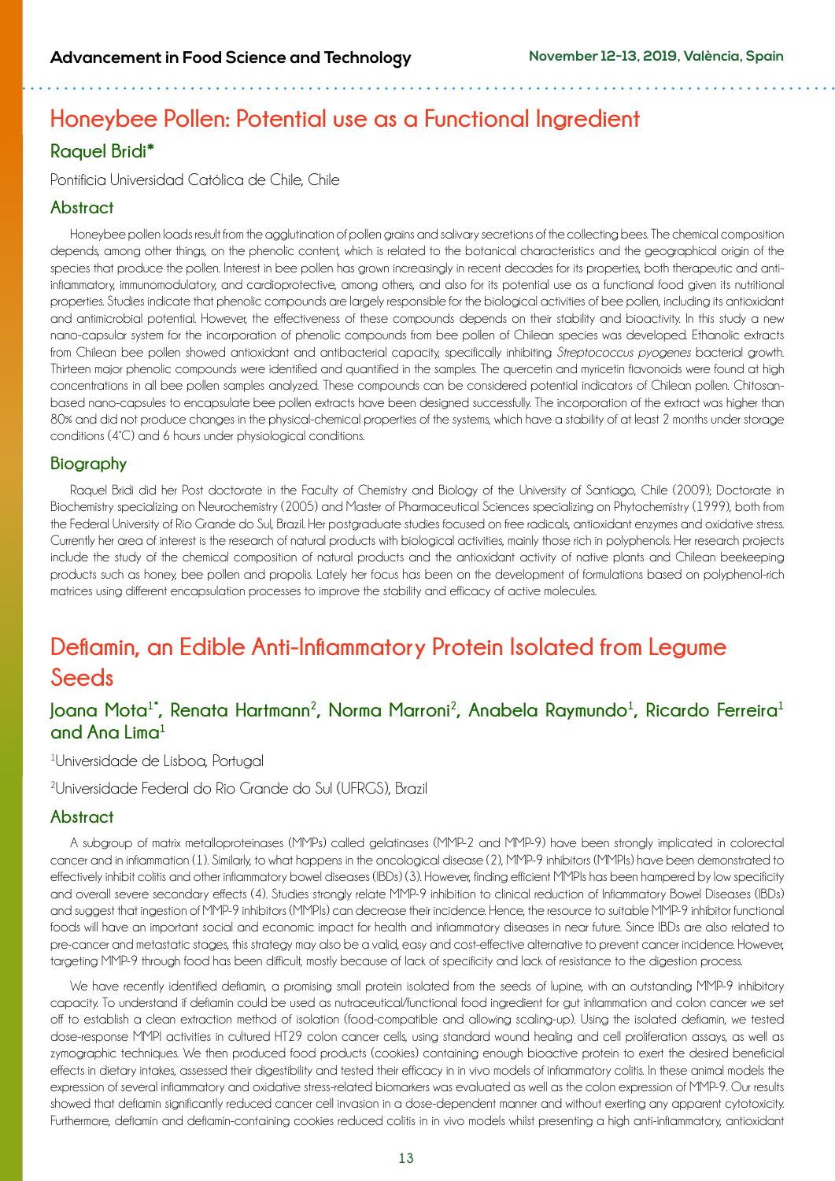## Honeybee Pollen: Potential use as a Functional Ingredient

### Raquel Bridi*

Pontificia Universidad Católica de Chile, Chile

### Abstract

Honeybee pollen loads result from the agglutination of pollen grains and salivary secretions of the collecting bees. The chemical composition depends, among other things, on the phenolic content, which is related to the botanical characteristics and the geographical origin of the species that produce the pollen. Interest in bee pollen has grown increasingly in recent decades for its properties, both therapeutic and anti-inflammatory, immunomodulatory, and cardioprotective, among others, and also for its potential use as a functional food given its nutritional properties. Studies indicate that phenolic compounds are largely responsible for the biological activities of bee pollen, including its antioxidant and antimicrobial potential. However, the effectiveness of these compounds depends on their stability and bioactivity. In this study a new nano-capsular system for the incorporation of phenolic compounds from bee pollen of Chilean species was developed. Ethanolic extracts from Chilean bee pollen showed antioxidant and antibacterial capacity, specifically inhibiting *Streptococcus pyogenes* bacterial growth. Thirteen major phenolic compounds were identified and quantified in the samples. The quercetin and myricetin flavonoids were found at high concentrations in all bee pollen samples analyzed. These compounds can be considered potential indicators of Chilean pollen. Chitosan-based nano-capsules to encapsulate bee pollen extracts have been designed successfully. The incorporation of the extract was higher than 80% and did not produce changes in the physical-chemical properties of the systems, which have a stability of at least 2 months under storage conditions (4°C) and 6 hours under physiological conditions.

### Biography

Raquel Bridi did her Post doctorate in the Faculty of Chemistry and Biology of the University of Santiago, Chile (2009); Doctorate in Biochemistry specializing on Neurochemistry (2005) and Master of Pharmaceutical Sciences specializing on Phytochemistry (1999), both from the Federal University of Rio Grande do Sul, Brazil. Her postgraduate studies focused on free radicals, antioxidant enzymes and oxidative stress. Currently her area of interest is the research of natural products with biological activities, mainly those rich in polyphenols. Her research projects include the study of the chemical composition of natural products and the antioxidant activity of native plants and Chilean beekeeping products such as honey, bee pollen and propolis. Lately her focus has been on the development of formulations based on polyphenol-rich matrices using different encapsulation processes to improve the stability and efficacy of active molecules.

## Deflamin, an Edible Anti-Inflammatory Protein Isolated from Legume Seeds

### Joana Mota[1*], Renata Hartmann[2], Norma Marroni[2], Anabela Raymundo[1], Ricardo Ferreira[1] and Ana Lima[1]

[1]Universidade de Lisboa, Portugal

[2]Universidade Federal do Rio Grande do Sul (UFRGS), Brazil

### Abstract

A subgroup of matrix metalloproteinases (MMPs) called gelatinases (MMP-2 and MMP-9) have been strongly implicated in colorectal cancer and in inflammation (1). Similarly, to what happens in the oncological disease (2), MMP-9 inhibitors (MMPIs) have been demonstrated to effectively inhibit colitis and other inflammatory bowel diseases (IBDs) (3). However, finding efficient MMPIs has been hampered by low specificity and overall severe secondary effects (4). Studies strongly relate MMP-9 inhibition to clinical reduction of Inflammatory Bowel Diseases (IBDs) and suggest that ingestion of MMP-9 inhibitors (MMPIs) can decrease their incidence. Hence, the resource to suitable MMP-9 inhibitor functional foods will have an important social and economic impact for health and inflammatory diseases in near future. Since IBDs are also related to pre-cancer and metastatic stages, this strategy may also be a valid, easy and cost-effective alternative to prevent cancer incidence. However, targeting MMP-9 through food has been difficult, mostly because of lack of specificity and lack of resistance to the digestion process.

We have recently identified deflamin, a promising small protein isolated from the seeds of lupine, with an outstanding MMP-9 inhibitory capacity. To understand if deflamin could be used as nutraceutical/functional food ingredient for gut inflammation and colon cancer we set off to establish a clean extraction method of isolation (food-compatible and allowing scaling-up). Using the isolated deflamin, we tested dose-response MMPI activities in cultured HT29 colon cancer cells, using standard wound healing and cell proliferation assays, as well as zymographic techniques. We then produced food products (cookies) containing enough bioactive protein to exert the desired beneficial effects in dietary intakes, assessed their digestibility and tested their efficacy in in vivo models of inflammatory colitis. In these animal models the expression of several inflammatory and oxidative stress-related biomarkers was evaluated as well as the colon expression of MMP-9. Our results showed that deflamin significantly reduced cancer cell invasion in a dose-dependent manner and without exerting any apparent cytotoxicity. Furthermore, deflamin and deflamin-containing cookies reduced colitis in in vivo models whilst presenting a high anti-inflammatory, antioxidant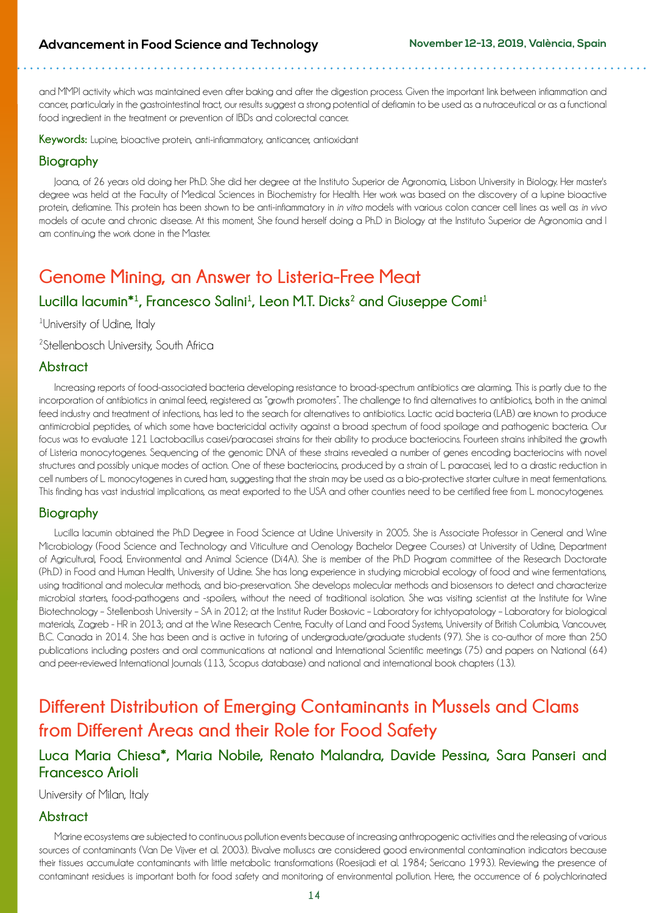and MMP1 activity which was maintained even after baking and after the digestion process. Given the important link between inflammation and cancer, particularly in the gastrointestinal tract, our results suggest a strong potential of deflamin to be used as a nutraceutical or as a functional food ingredient in the treatment or prevention of IBDs and colorectal cancer.

**Keywords:** Lupine, bioactive protein, anti-inflammatory, anticancer, antioxidant

### Biography

Joana, of 26 years old doing her Ph.D. She did her degree at the Instituto Superior de Agronomia, Lisbon University in Biology. Her master's degree was held at the Faculty of Medical Sciences in Biochemistry for Health. Her work was based on the discovery of a lupine bioactive protein, deflamine. This protein has been shown to be anti-inflammatory in *in vitro* models with various colon cancer cell lines as well as *in vivo* models of acute and chronic disease. At this moment, She found herself doing a Ph.D in Biology at the Instituto Superior de Agronomia and I am continuing the work done in the Master.

## Genome Mining, an Answer to Listeria-Free Meat

### Lucilla Iacumin*[1], Francesco Salini[1], Leon M.T. Dicks[2] and Giuseppe Comi[1]

[1]University of Udine, Italy

[2]Stellenbosch University, South Africa

### Abstract

Increasing reports of food-associated bacteria developing resistance to broad-spectrum antibiotics are alarming. This is partly due to the incorporation of antibiotics in animal feed, registered as "growth promoters". The challenge to find alternatives to antibiotics, both in the animal feed industry and treatment of infections, has led to the search for alternatives to antibiotics. Lactic acid bacteria (LAB) are known to produce antimicrobial peptides, of which some have bactericidal activity against a broad spectrum of food spoilage and pathogenic bacteria. Our focus was to evaluate 121 Lactobacillus casei/paracasei strains for their ability to produce bacteriocins. Fourteen strains inhibited the growth of Listeria monocytogenes. Sequencing of the genomic DNA of these strains revealed a number of genes encoding bacteriocins with novel structures and possibly unique modes of action. One of these bacteriocins, produced by a strain of L. paracasei, led to a drastic reduction in cell numbers of L. monocytogenes in cured ham, suggesting that the strain may be used as a bio-protective starter culture in meat fermentations. This finding has vast industrial implications, as meat exported to the USA and other counties need to be certified free from L. monocytogenes.

### Biography

Lucilla Iacumin obtained the Ph.D Degree in Food Science at Udine University in 2005. She is Associate Professor in General and Wine Microbiology (Food Science and Technology and Viticulture and Oenology Bachelor Degree Courses) at University of Udine, Department of Agricultural, Food, Environmental and Animal Science (Di4A). She is member of the Ph.D Program committee of the Research Doctorate (Ph.D) in Food and Human Health, University of Udine. She has long experience in studying microbial ecology of food and wine fermentations, using traditional and molecular methods, and bio-preservation. She develops molecular methods and biosensors to detect and characterize microbial starters, food-pathogens and -spoilers, without the need of traditional isolation. She was visiting scientist at the Institute for Wine Biotechnology – Stellenbosh University – SA in 2012; at the Institut Ruder Boskovic – Laboratory for ichtyopatology – Laboratory for biological materials, Zagreb - HR in 2013; and at the Wine Research Centre, Faculty of Land and Food Systems, University of British Columbia, Vancouver, B.C. Canada in 2014. She has been and is active in tutoring of undergraduate/graduate students (97). She is co-author of more than 250 publications including posters and oral communications at national and International Scientific meetings (75) and papers on National (64) and peer-reviewed International Journals (113, Scopus database) and national and international book chapters (13).

## Different Distribution of Emerging Contaminants in Mussels and Clams from Different Areas and their Role for Food Safety

### Luca Maria Chiesa*, Maria Nobile, Renato Malandra, Davide Pessina, Sara Panseri and Francesco Arioli

University of Milan, Italy

### Abstract

Marine ecosystems are subjected to continuous pollution events because of increasing anthropogenic activities and the releasing of various sources of contaminants (Van De Vijver et al. 2003). Bivalve molluscs are considered good environmental contamination indicators because their tissues accumulate contaminants with little metabolic transformations (Roesijadi et al. 1984; Sericano 1993). Reviewing the presence of contaminant residues is important both for food safety and monitoring of environmental pollution. Here, the occurrence of 6 polychlorinated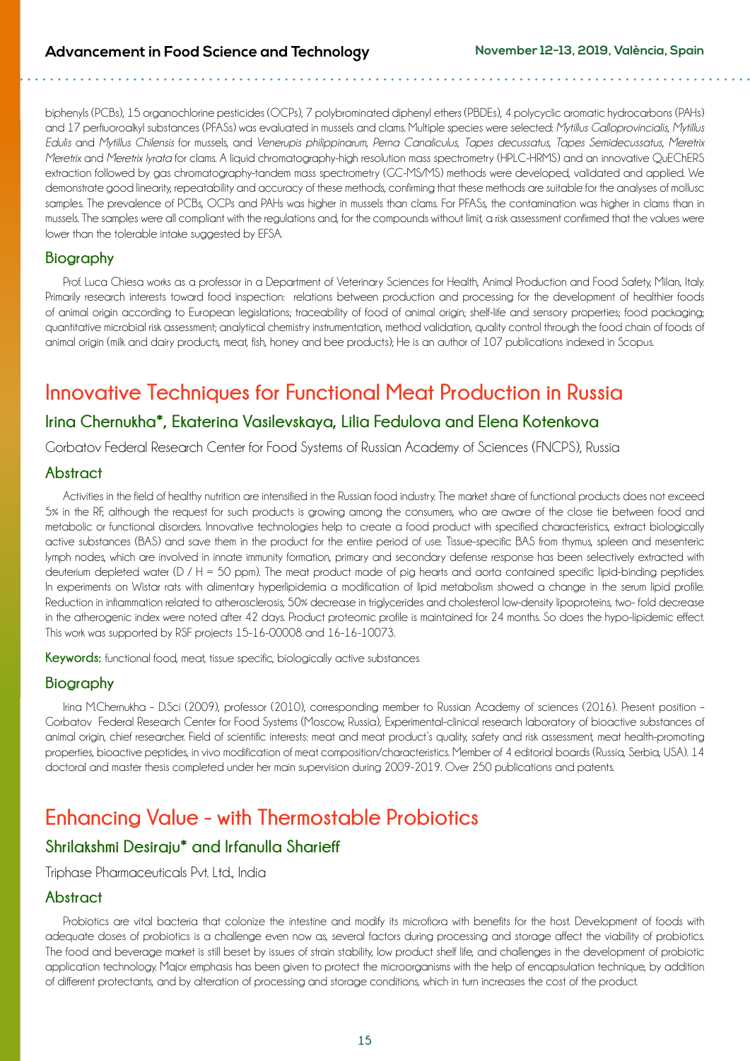biphenyls (PCBs), 15 organochlorine pesticides (OCPs), 7 polybrominated diphenyl ethers (PBDEs), 4 polycyclic aromatic hydrocarbons (PAHs) and 17 perfluoroalkyl substances (PFASs) was evaluated in mussels and clams. Multiple species were selected: *Mytillus Galloprovincialis*, *Mytillus Edulis* and *Mytillus Chilensis* for mussels, and *Venerupis philippinarum*, *Perna Canaliculus*, *Tapes decussatus*, *Tapes Semidecussatus*, *Meretrix Meretrix* and *Meretrix lyrata* for clams. A liquid chromatography-high resolution mass spectrometry (HPLC-HRMS) and an innovative QuEChERS extraction followed by gas chromatography-tandem mass spectrometry (GC-MS/MS) methods were developed, validated and applied. We demonstrate good linearity, repeatability and accuracy of these methods, confirming that these methods are suitable for the analyses of mollusc samples. The prevalence of PCBs, OCPs and PAHs was higher in mussels than clams. For PFASs, the contamination was higher in clams than in mussels. The samples were all compliant with the regulations and, for the compounds without limit, a risk assessment confirmed that the values were lower than the tolerable intake suggested by EFSA.

### Biography

Prof. Luca Chiesa works as a professor in a Department of Veterinary Sciences for Health, Animal Production and Food Safety, Milan, Italy. Primarily research interests toward food inspection: relations between production and processing for the development of healthier foods of animal origin according to European legislations; traceability of food of animal origin; shelf-life and sensory properties; food packaging; quantitative microbial risk assessment; analytical chemistry instrumentation, method validation, quality control through the food chain of foods of animal origin (milk and dairy products, meat, fish, honey and bee products); He is an author of 107 publications indexed in Scopus.

## Innovative Techniques for Functional Meat Production in Russia

### Irina Chernukha*, Ekaterina Vasilevskaya, Lilia Fedulova and Elena Kotenkova

Gorbatov Federal Research Center for Food Systems of Russian Academy of Sciences (FNCPS), Russia

### Abstract

Activities in the field of healthy nutrition are intensified in the Russian food industry. The market share of functional products does not exceed 5% in the RF, although the request for such products is growing among the consumers, who are aware of the close tie between food and metabolic or functional disorders. Innovative technologies help to create a food product with specified characteristics, extract biologically active substances (BAS) and save them in the product for the entire period of use. Tissue-specific BAS from thymus, spleen and mesenteric lymph nodes, which are involved in innate immunity formation, primary and secondary defense response has been selectively extracted with deuterium depleted water (D / H = 50 ppm). The meat product made of pig hearts and aorta contained specific lipid-binding peptides. In experiments on Wistar rats with alimentary hyperlipidemia a modification of lipid metabolism showed a change in the serum lipid profile. Reduction in inflammation related to atherosclerosis, 50% decrease in triglycerides and cholesterol low-density lipoproteins, two- fold decrease in the atherogenic index were noted after 42 days. Product proteomic profile is maintained for 24 months. So does the hypo-lipidemic effect. This work was supported by RSF projects 15-16-00008 and 16-16-10073.

**Keywords:** functional food, meat, tissue specific, biologically active substances

### Biography

Irina M.Chernukha – D.Sci (2009), professor (2010), corresponding member to Russian Academy of sciences (2016). Present position – Gorbatov Federal Research Center for Food Systems (Moscow, Russia), Experimental-clinical research laboratory of bioactive substances of animal origin, chief researcher. Field of scientific interests: meat and meat product's quality, safety and risk assessment, meat health-promoting properties, bioactive peptides, in vivo modification of meat composition/characteristics. Member of 4 editorial boards (Russia, Serbia, USA). 14 doctoral and master thesis completed under her main supervision during 2009-2019. Over 250 publications and patents.

## Enhancing Value - with Thermostable Probiotics

### Shrilakshmi Desiraju* and Irfanulla Sharieff

Triphase Pharmaceuticals Pvt. Ltd., India

### Abstract

Probiotics are vital bacteria that colonize the intestine and modify its microflora with benefits for the host. Development of foods with adequate doses of probiotics is a challenge even now as, several factors during processing and storage affect the viability of probiotics. The food and beverage market is still beset by issues of strain stability, low product shelf life, and challenges in the development of probiotic application technology. Major emphasis has been given to protect the microorganisms with the help of encapsulation technique, by addition of different protectants, and by alteration of processing and storage conditions, which in turn increases the cost of the product.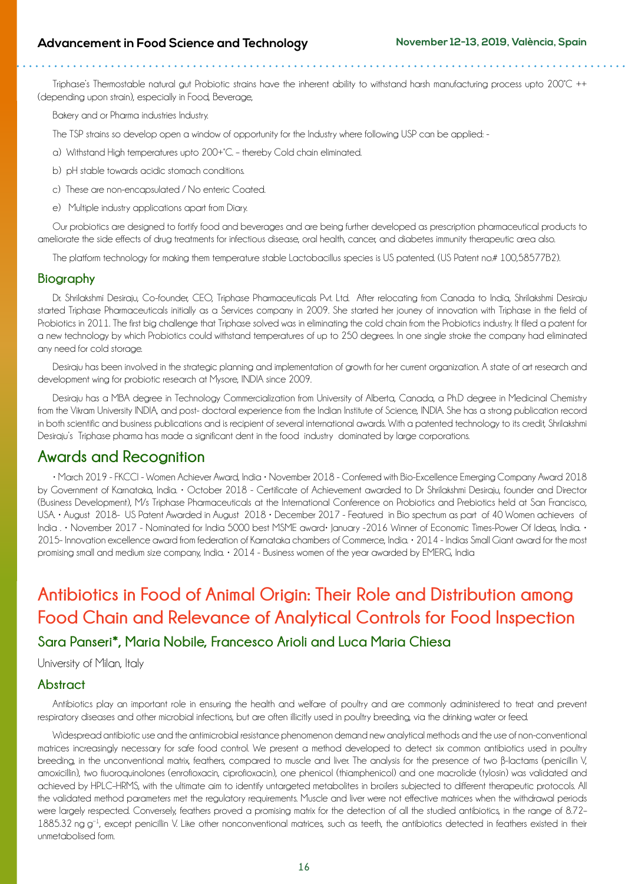Triphase's Thermostable natural gut Probiotic strains have the inherent ability to withstand harsh manufacturing process upto 200°C ++ (depending upon strain), especially in Food, Beverage,

Bakery and or Pharma industries Industry.

The TSP strains so develop open a window of opportunity for the Industry where following USP can be applied: -

a) Withstand High temperatures upto 200+°C. – thereby Cold chain eliminated.

b) pH stable towards acidic stomach conditions.

c) These are non-encapsulated / No enteric Coated.

e) Multiple industry applications apart from Diary.

Our probiotics are designed to fortify food and beverages and are being further developed as prescription pharmaceutical products to ameliorate the side effects of drug treatments for infectious disease, oral health, cancer, and diabetes immunity therapeutic area also.

The platform technology for making them temperature stable Lactobacillus species is US patented. (US Patent no.# 100,58577B2).

### Biography

Dr. Shrilakshmi Desiraju, Co-founder, CEO, Triphase Pharmaceuticals Pvt. Ltd. After relocating from Canada to India, Shrilakshmi Desiraju started Triphase Pharmaceuticals initially as a Services company in 2009. She started her jouney of innovation with Triphase in the field of Probiotics in 2011. The first big challenge that Triphase solved was in eliminating the cold chain from the Probiotics industry. It filed a patent for a new technology by which Probiotics could withstand temperatures of up to 250 degrees. In one single stroke the company had eliminated any need for cold storage.

Desiraju has been involved in the strategic planning and implementation of growth for her current organization. A state of art research and development wing for probiotic research at Mysore, INDIA since 2009.

Desiraju has a MBA degree in Technology Commercialization from University of Alberta, Canada, a Ph.D degree in Medicinal Chemistry from the Vikram University INDIA, and post- doctoral experience from the Indian Institute of Science, INDIA. She has a strong publication record in both scientific and business publications and is recipient of several international awards. With a patented technology to its credit, Shrilakshmi Desiraju's Triphase pharma has made a significant dent in the food industry dominated by large corporations.

## Awards and Recognition

• March 2019 - FKCCI - Women Achiever Award, India • November 2018 - Conferred with Bio-Excellence Emerging Company Award 2018 by Government of Karnataka, India. • October 2018 - Certificate of Achievement awarded to Dr Shrilakshmi Desiraju, founder and Director (Business Development), M/s Triphase Pharmaceuticals at the International Conference on Probiotics and Prebiotics held at San Francisco, USA. • August 2018- US Patent Awarded in August 2018 • December 2017 - Featured in Bio spectrum as part of 40 Women achievers of India . • November 2017 - Nominated for India 5000 best MSME award• January -2016 Winner of Economic Times-Power Of Ideas, India. • 2015- Innovation excellence award from federation of Karnataka chambers of Commerce, India. • 2014 - Indias Small Giant award for the most promising small and medium size company, India. • 2014 - Business women of the year awarded by EMERG, India

# Antibiotics in Food of Animal Origin: Their Role and Distribution among Food Chain and Relevance of Analytical Controls for Food Inspection

## Sara Panseri*, Maria Nobile, Francesco Arioli and Luca Maria Chiesa

University of Milan, Italy

### Abstract

Antibiotics play an important role in ensuring the health and welfare of poultry and are commonly administered to treat and prevent respiratory diseases and other microbial infections, but are often illicitly used in poultry breeding, via the drinking water or feed.

Widespread antibiotic use and the antimicrobial resistance phenomenon demand new analytical methods and the use of non-conventional matrices increasingly necessary for safe food control. We present a method developed to detect six common antibiotics used in poultry breeding, in the unconventional matrix, feathers, compared to muscle and liver. The analysis for the presence of two β-lactams (penicillin V, amoxicillin), two fluoroquinolones (enrofloxacin, ciprofloxacin), one phenicol (thiamphenicol) and one macrolide (tylosin) was validated and achieved by HPLC-HRMS, with the ultimate aim to identify untargeted metabolites in broilers subjected to different therapeutic protocols. All the validated method parameters met the regulatory requirements. Muscle and liver were not effective matrices when the withdrawal periods were largely respected. Conversely, feathers proved a promising matrix for the detection of all the studied antibiotics, in the range of 8.72–1885.32 ng $g^{-1}$, except penicillin V. Like other nonconventional matrices, such as teeth, the antibiotics detected in feathers existed in their unmetabolised form.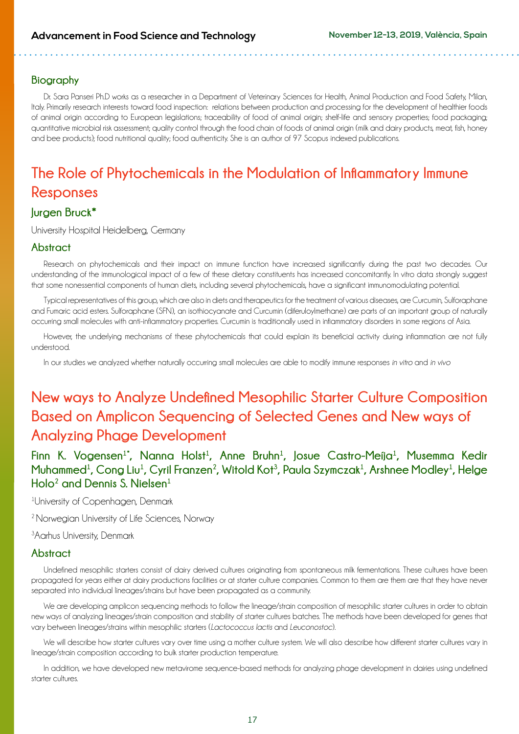## Biography

Dr. Sara Panseri Ph.D works as a researcher in a Department of Veterinary Sciences for Health, Animal Production and Food Safety, Milan, Italy. Primarily research interests toward food inspection: relations between production and processing for the development of healthier foods of animal origin according to European legislations; traceability of food of animal origin; shelf-life and sensory properties; food packaging; quantitative microbial risk assessment; quality control through the food chain of foods of animal origin (milk and dairy products, meat, fish, honey and bee products); food nutritional quality; food authenticity. She is an author of 97 Scopus indexed publications.

# The Role of Phytochemicals in the Modulation of Inflammatory Immune Responses

### Jurgen Bruck*

University Hospital Heidelberg, Germany

## Abstract

Research on phytochemicals and their impact on immune function have increased significantly during the past two decades. Our understanding of the immunological impact of a few of these dietary constituents has increased concomitantly. In vitro data strongly suggest that some nonessential components of human diets, including several phytochemicals, have a significant immunomodulating potential.

Typical representatives of this group, which are also in diets and therapeutics for the treatment of various diseases, are Curcumin, Sulforaphane and Fumaric acid esters. Sulforaphane (SFN), an isothiocyanate and Curcumin (diferuloylmethane) are parts of an important group of naturally occurring small molecules with anti-inflammatory properties. Curcumin is traditionally used in inflammatory disorders in some regions of Asia.

However, the underlying mechanisms of these phytochemicals that could explain its beneficial activity during inflammation are not fully understood.

In our studies we analyzed whether naturally occurring small molecules are able to modify immune responses *in vitro* and *in vivo*

# New ways to Analyze Undefined Mesophilic Starter Culture Composition Based on Amplicon Sequencing of Selected Genes and New ways of Analyzing Phage Development

### Finn K. Vogensen[1*], Nanna Holst[1], Anne Bruhn[1], Josue Castro-Meíja[1], Musemma Kedir Muhammed[1], Cong Liu[1], Cyril Franzen[2], Witold Kot[3], Paula Szymczak[1], Arshnee Modley[1], Helge Holo[2] and Dennis S. Nielsen[1]

[1]University of Copenhagen, Denmark

[2]Norwegian University of Life Sciences, Norway

[3]Aarhus University, Denmark

## Abstract

Undefined mesophilic starters consist of dairy derived cultures originating from spontaneous milk fermentations. These cultures have been propagated for years either at dairy productions facilities or at starter culture companies. Common to them are them are that they have never separated into individual lineages/strains but have been propagated as a community.

We are developing amplicon sequencing methods to follow the lineage/strain composition of mesophilic starter cultures in order to obtain new ways of analyzing lineages/strain composition and stability of starter cultures batches. The methods have been developed for genes that vary between lineages/strains within mesophilic starters (*Lactococcus lactis* and *Leuconostoc*).

We will describe how starter cultures vary over time using a mother culture system. We will also describe how different starter cultures vary in lineage/strain composition according to bulk starter production temperature.

In addition, we have developed new metavirome sequence-based methods for analyzing phage development in dairies using undefined starter cultures.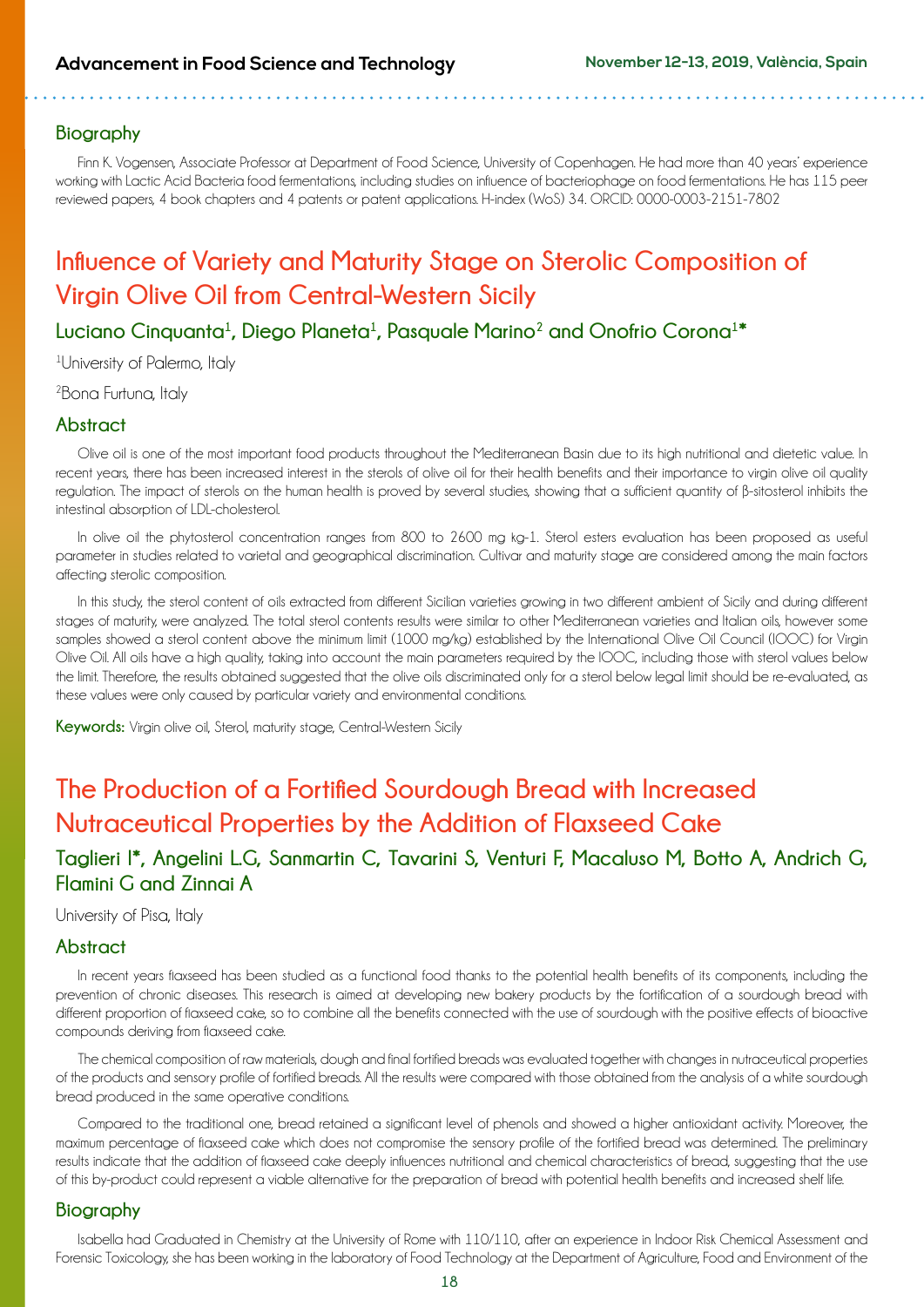## Biography

Finn K. Vogensen, Associate Professor at Department of Food Science, University of Copenhagen. He had more than 40 years' experience working with Lactic Acid Bacteria food fermentations, including studies on influence of bacteriophage on food fermentations. He has 115 peer reviewed papers, 4 book chapters and 4 patents or patent applications. H-index (WoS) 34. ORCID: 0000-0003-2151-7802

# Influence of Variety and Maturity Stage on Sterolic Composition of Virgin Olive Oil from Central-Western Sicily

### Luciano Cinquanta[1], Diego Planeta[1], Pasquale Marino[2] and Onofrio Corona[1]*

[1]University of Palermo, Italy

[2]Bona Furtuna, Italy

## Abstract

Olive oil is one of the most important food products throughout the Mediterranean Basin due to its high nutritional and dietetic value. In recent years, there has been increased interest in the sterols of olive oil for their health benefits and their importance to virgin olive oil quality regulation. The impact of sterols on the human health is proved by several studies, showing that a sufficient quantity of β-sitosterol inhibits the intestinal absorption of LDL-cholesterol.

In olive oil the phytosterol concentration ranges from 800 to 2600 mg kg-1. Sterol esters evaluation has been proposed as useful parameter in studies related to varietal and geographical discrimination. Cultivar and maturity stage are considered among the main factors affecting sterolic composition.

In this study, the sterol content of oils extracted from different Sicilian varieties growing in two different ambient of Sicily and during different stages of maturity, were analyzed. The total sterol contents results were similar to other Mediterranean varieties and Italian oils, however some samples showed a sterol content above the minimum limit (1000 mg/kg) established by the International Olive Oil Council (IOOC) for Virgin Olive Oil. All oils have a high quality, taking into account the main parameters required by the IOOC, including those with sterol values below the limit. Therefore, the results obtained suggested that the olive oils discriminated only for a sterol below legal limit should be re-evaluated, as these values were only caused by particular variety and environmental conditions.

**Keywords:** Virgin olive oil, Sterol, maturity stage, Central-Western Sicily

# The Production of a Fortified Sourdough Bread with Increased Nutraceutical Properties by the Addition of Flaxseed Cake

### Taglieri I*, Angelini L.G, Sanmartin C, Tavarini S, Venturi F, Macaluso M, Botto A, Andrich G, Flamini G and Zinnai A

University of Pisa, Italy

## Abstract

In recent years flaxseed has been studied as a functional food thanks to the potential health benefits of its components, including the prevention of chronic diseases. This research is aimed at developing new bakery products by the fortification of a sourdough bread with different proportion of flaxseed cake, so to combine all the benefits connected with the use of sourdough with the positive effects of bioactive compounds deriving from flaxseed cake.

The chemical composition of raw materials, dough and final fortified breads was evaluated together with changes in nutraceutical properties of the products and sensory profile of fortified breads. All the results were compared with those obtained from the analysis of a white sourdough bread produced in the same operative conditions.

Compared to the traditional one, bread retained a significant level of phenols and showed a higher antioxidant activity. Moreover, the maximum percentage of flaxseed cake which does not compromise the sensory profile of the fortified bread was determined. The preliminary results indicate that the addition of flaxseed cake deeply influences nutritional and chemical characteristics of bread, suggesting that the use of this by-product could represent a viable alternative for the preparation of bread with potential health benefits and increased shelf life.

## Biography

Isabella had Graduated in Chemistry at the University of Rome with 110/110, after an experience in Indoor Risk Chemical Assessment and Forensic Toxicology, she has been working in the laboratory of Food Technology at the Department of Agriculture, Food and Environment of the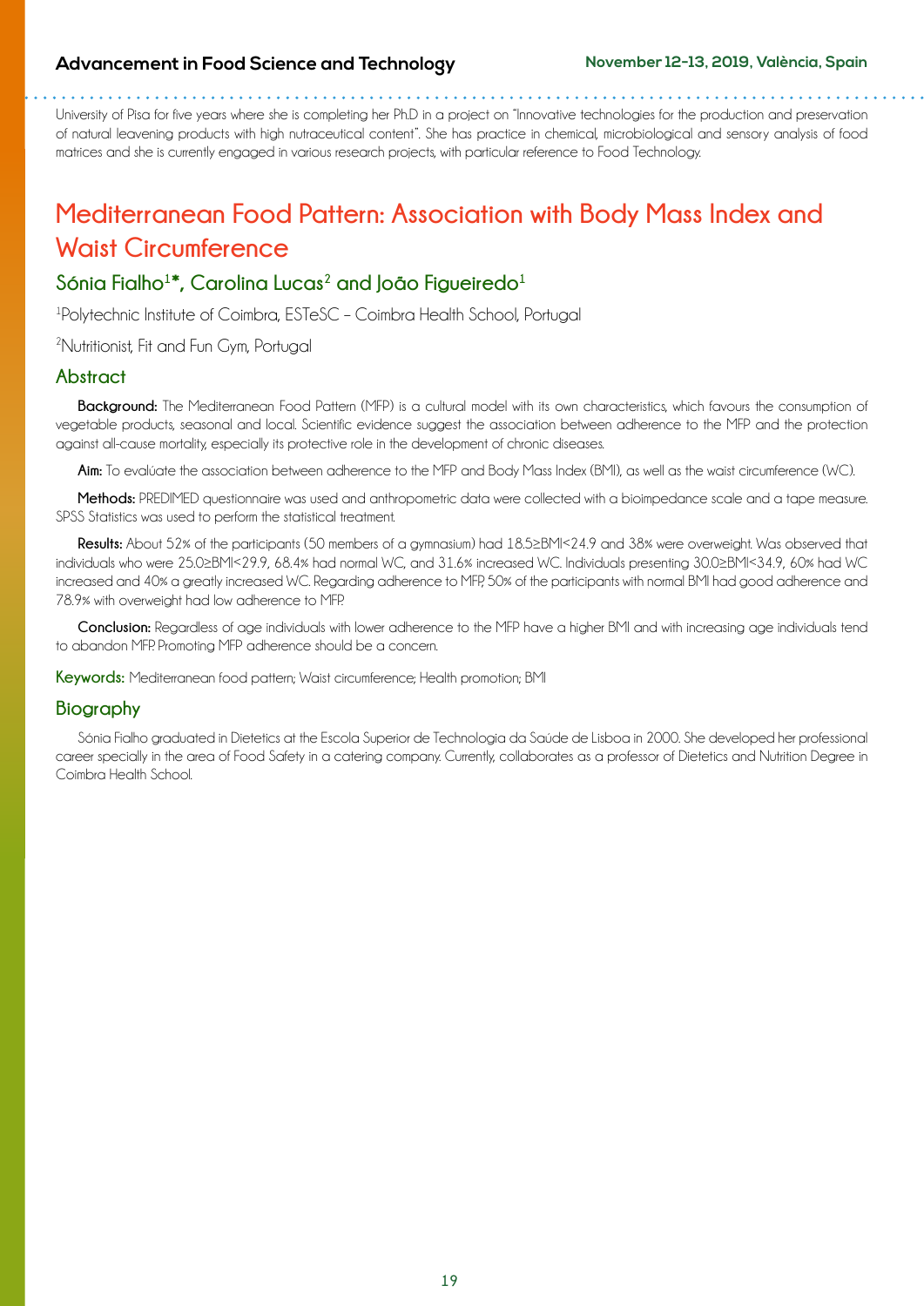University of Pisa for five years where she is completing her Ph.D in a project on "Innovative technologies for the production and preservation of natural leavening products with high nutraceutical content". She has practice in chemical, microbiological and sensory analysis of food matrices and she is currently engaged in various research projects, with particular reference to Food Technology.

# Mediterranean Food Pattern: Association with Body Mass Index and Waist Circumference

## Sónia Fialho[1]*, Carolina Lucas[2] and João Figueiredo[1]

[1]Polytechnic Institute of Coimbra, ESTeSC – Coimbra Health School, Portugal

[2]Nutritionist, Fit and Fun Gym, Portugal

## Abstract

**Background:** The Mediterranean Food Pattern (MFP) is a cultural model with its own characteristics, which favours the consumption of vegetable products, seasonal and local. Scientific evidence suggest the association between adherence to the MFP and the protection against all-cause mortality, especially its protective role in the development of chronic diseases.

**Aim:** To evalúate the association between adherence to the MFP and Body Mass Index (BMI), as well as the waist circumference (WC).

**Methods:** PREDIMED questionnaire was used and anthropometric data were collected with a bioimpedance scale and a tape measure. SPSS Statistics was used to perform the statistical treatment.

**Results:** About 52% of the participants (50 members of a gymnasium) had 18.5≥BMI<24.9 and 38% were overweight. Was observed that individuals who were 25.0≥BMI<29.9, 68.4% had normal WC, and 31.6% increased WC. Individuals presenting 30.0≥BMI<34.9, 60% had WC increased and 40% a greatly increased WC. Regarding adherence to MFP, 50% of the participants with normal BMI had good adherence and 78.9% with overweight had low adherence to MFP.

**Conclusion:** Regardless of age individuals with lower adherence to the MFP have a higher BMI and with increasing age individuals tend to abandon MFP. Promoting MFP adherence should be a concern.

**Keywords:** Mediterranean food pattern; Waist circumference; Health promotion; BMI

## Biography

Sónia Fialho graduated in Dietetics at the Escola Superior de Technologia da Saúde de Lisboa in 2000. She developed her professional career specially in the area of Food Safety in a catering company. Currently, collaborates as a professor of Dietetics and Nutrition Degree in Coimbra Health School.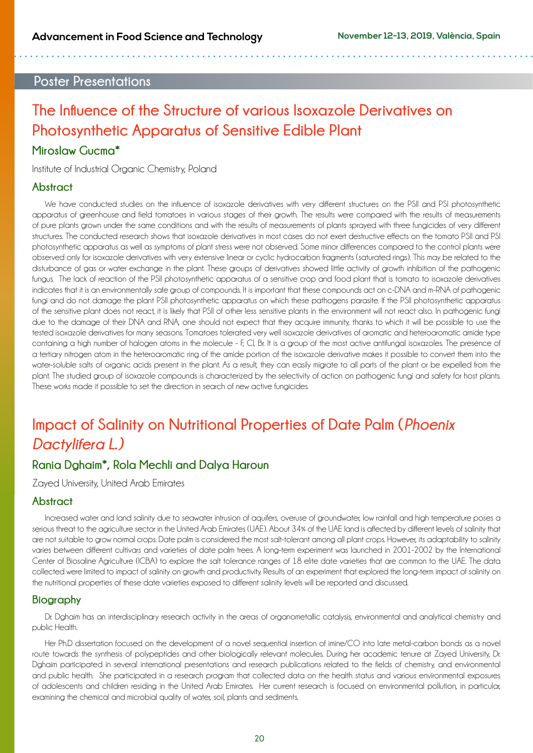## Poster Presentations

# The Influence of the Structure of various Isoxazole Derivatives on Photosynthetic Apparatus of Sensitive Edible Plant

### Miroslaw Gucma*

Institute of Industrial Organic Chemistry, Poland

### Abstract

We have conducted studies on the influence of isoxazole derivatives with very different structures on the PSII and PSI photosynthetic apparatus of greenhouse and field tomatoes in various stages of their growth. The results were compared with the results of measurements of pure plants grown under the same conditions and with the results of measurements of plants sprayed with three fungicides of very different structures. The conducted research shows that isoxazole derivatives in most cases do not exert destructive effects on the tomato PSII and PSI photosynthetic apparatus as well as symptoms of plant stress were not observed. Some minor differences compared to the control plants were observed only for isoxazole derivatives with very extensive linear or cyclic hydrocarbon fragments (saturated rings). This may be related to the disturbance of gas or water exchange in the plant. These groups of derivatives showed little activity of growth inhibition of the pathogenic fungus. The lack of reaction of the PSII photosynthetic apparatus of a sensitive crop and food plant that is tomato to isoxazole derivatives indicates that it is an environmentally safe group of compounds. It is important that these compounds act on c-DNA and m-RNA of pathogenic fungi and do not damage the plant PSII photosynthetic apparatus on which these pathogens parasite. If the PSII photosynthetic apparatus of the sensitive plant does not react, it is likely that PSII of other less sensitive plants in the environment will not react also. In pathogenic fungi due to the damage of their DNA and RNA, one should not expect that they acquire immunity, thanks to which it will be possible to use the tested isoxazole derivatives for many seasons. Tomatoes tolerated very well isoxazole derivatives of aromatic and heteroaromatic amide type containing a high number of halogen atoms in the molecule - F, Cl, Br. It is a group of the most active antifungal isoxazoles. The presence of a tertiary nitrogen atom in the heteroaromatic ring of the amide portion of the isoxazole derivative makes it possible to convert them into the water-soluble salts of organic acids present in the plant. As a result, they can easily migrate to all parts of the plant or be expelled from the plant. The studied group of isoxazole compounds is characterized by the selectivity of action on pathogenic fungi and safety for host plants. These works made it possible to set the direction in search of new active fungicides.

# Impact of Salinity on Nutritional Properties of Date Palm (*Phoenix Dactylifera L.)*

### Rania Dghaim*, Rola Mechli and Dalya Haroun

Zayed University, United Arab Emirates

### Abstract

Increased water and land salinity due to seawater intrusion of aquifers, overuse of groundwater, low rainfall and high temperature poses a serious threat to the agriculture sector in the United Arab Emirates (UAE). About 34% of the UAE land is affected by different levels of salinity that are not suitable to grow normal crops. Date palm is considered the most salt-tolerant among all plant crops. However, its adaptability to salinity varies between different cultivars and varieties of date palm trees. A long-term experiment was launched in 2001-2002 by the International Center of Biosaline Agriculture (ICBA) to explore the salt tolerance ranges of 18 elite date varieties that are common to the UAE. The data collected were limited to impact of salinity on growth and productivity. Results of an experiment that explored the long-term impact of salinity on the nutritional properties of these date varieties exposed to different salinity levels will be reported and discussed.

### Biography

Dr. Dghaim has an interdisciplinary research activity in the areas of organometallic catalysis, environmental and analytical chemistry and public Health.

Her Ph.D dissertation focused on the development of a novel sequential insertion of imine/CO into late metal-carbon bonds as a novel route towards the synthesis of polypeptides and other biologically relevant molecules. During her academic tenure at Zayed University, Dr. Dghaim participated in several international presentations and research publications related to the fields of chemistry, and environmental and public health. She participated in a research program that collected data on the health status and various environmental exposures of adolescents and children residing in the United Arab Emirates. Her current research is focused on environmental pollution, in particular, examining the chemical and microbial quality of water, soil, plants and sediments.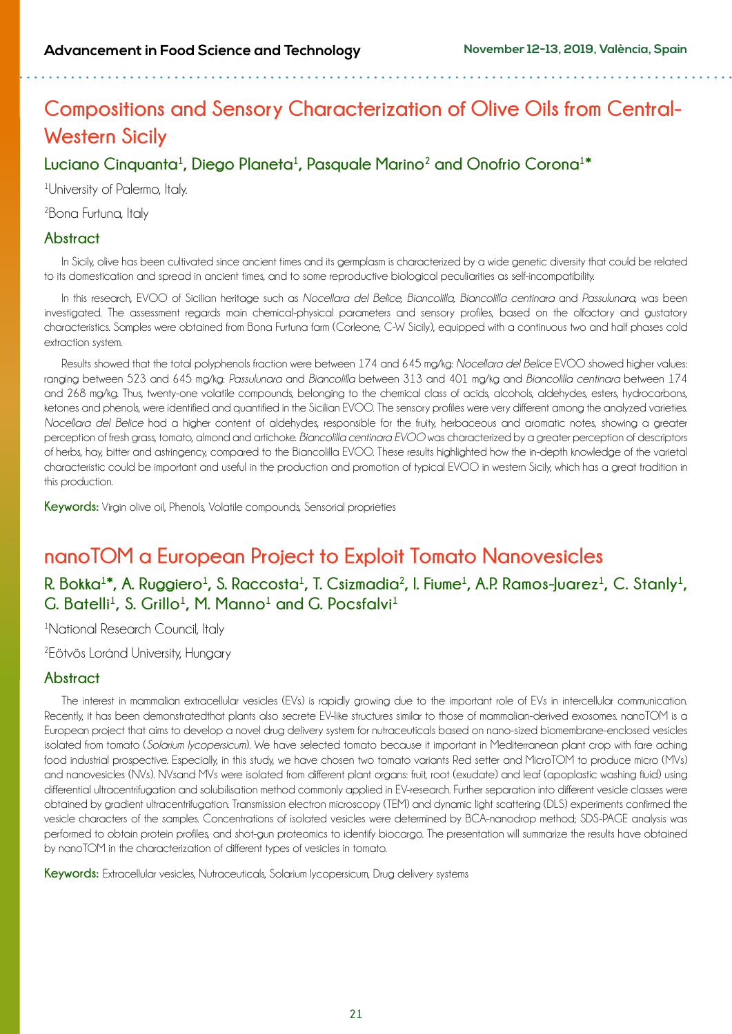## Compositions and Sensory Characterization of Olive Oils from Central-Western Sicily

### Luciano Cinquanta[1], Diego Planeta[1], Pasquale Marino[2] and Onofrio Corona[1]*

[1]University of Palermo, Italy.

[2]Bona Furtuna, Italy

### Abstract

In Sicily, olive has been cultivated since ancient times and its germplasm is characterized by a wide genetic diversity that could be related to its domestication and spread in ancient times, and to some reproductive biological peculiarities as self-incompatibility.

In this research, EVOO of Sicilian heritage such as *Nocellara del Belice, Biancolilla, Biancolilla centinara* and *Passulunara,* was been investigated. The assessment regards main chemical-physical parameters and sensory profiles, based on the olfactory and gustatory characteristics. Samples were obtained from Bona Furtuna farm (Corleone, C-W Sicily), equipped with a continuous two and half phases cold extraction system.

Results showed that the total polyphenols fraction were between 174 and 645 mg/kg: *Nocellara del Belice* EVOO showed higher values: ranging between 523 and 645 mg/kg: *Passulunara* and *Biancolilla* between 313 and 401 mg/kg and *Biancolilla centinara* between 174 and 268 mg/kg. Thus, twenty-one volatile compounds, belonging to the chemical class of acids, alcohols, aldehydes, esters, hydrocarbons, ketones and phenols, were identified and quantified in the Sicilian EVOO. The sensory profiles were very different among the analyzed varieties. *Nocellara del Belice* had a higher content of aldehydes, responsible for the fruity, herbaceous and aromatic notes, showing a greater perception of fresh grass, tomato, almond and artichoke. *Biancolilla centinara EVOO* was characterized by a greater perception of descriptors of herbs, hay, bitter and astringency, compared to the Biancolilla EVOO. These results highlighted how the in-depth knowledge of the varietal characteristic could be important and useful in the production and promotion of typical EVOO in western Sicily, which has a great tradition in this production.

**Keywords:** Virgin olive oil, Phenols, Volatile compounds, Sensorial proprieties

## nanoTOM a European Project to Exploit Tomato Nanovesicles

### R. Bokka[1]*, A. Ruggiero[1], S. Raccosta[1], T. Csizmadia[2], I. Fiume[1], A.P. Ramos-Juarez[1], C. Stanly[1], G. Batelli[1], S. Grillo[1], M. Manno[1] and G. Pocsfalvi[1]

[1]National Research Council, Italy

[2]Eötvös Loránd University, Hungary

### Abstract

The interest in mammalian extracellular vesicles (EVs) is rapidly growing due to the important role of EVs in intercellular communication. Recently, it has been demonstratedthat plants also secrete EV-like structures similar to those of mammalian-derived exosomes. nanoTOM is a European project that aims to develop a novel drug delivery system for nutraceuticals based on nano-sized biomembrane-enclosed vesicles isolated from tomato (*Solarium lycopersicum*). We have selected tomato because it important in Mediterranean plant crop with fare aching food industrial prospective. Especially, in this study, we have chosen two tomato variants Red setter and MicroTOM to produce micro (MVs) and nanovesicles (NVs). NVsand MVs were isolated from different plant organs: fruit, root (exudate) and leaf (apoplastic washing fluid) using differential ultracentrifugation and solubilisation method commonly applied in EV-research. Further separation into different vesicle classes were obtained by gradient ultracentrifugation. Transmission electron microscopy (TEM) and dynamic light scattering (DLS) experiments confirmed the vesicle characters of the samples. Concentrations of isolated vesicles were determined by BCA-nanodrop method; SDS-PAGE analysis was performed to obtain protein profiles, and shot-gun proteomics to identify biocargo. The presentation will summarize the results have obtained by nanoTOM in the characterization of different types of vesicles in tomato.

**Keywords:** Extracellular vesicles, Nutraceuticals, Solarium lycopersicum, Drug delivery systems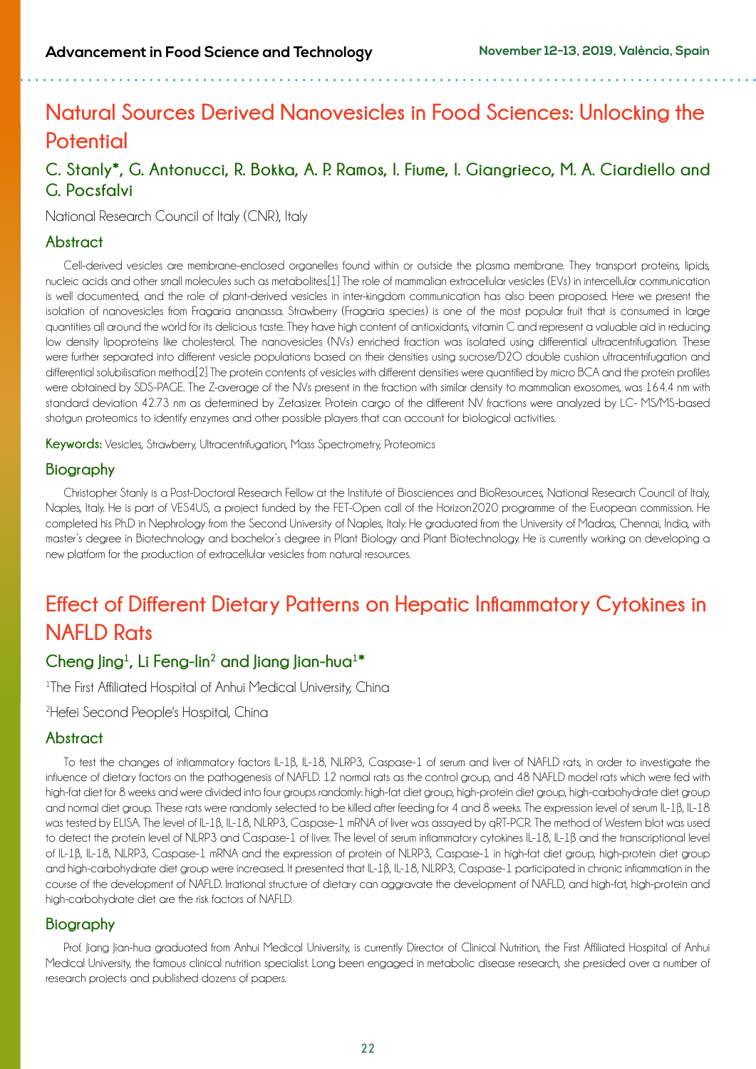# Natural Sources Derived Nanovesicles in Food Sciences: Unlocking the Potential

## C. Stanly*, G. Antonucci, R. Bokka, A. P. Ramos, I. Fiume, I. Giangrieco, M. A. Ciardiello and G. Pocsfalvi

National Research Council of Italy (CNR), Italy

### Abstract

Cell-derived vesicles are membrane-enclosed organelles found within or outside the plasma membrane. They transport proteins, lipids, nucleic acids and other small molecules such as metabolites.[1] The role of mammalian extracellular vesicles (EVs) in intercellular communication is well documented, and the role of plant-derived vesicles in inter-kingdom communication has also been proposed. Here we present the isolation of nanovesicles from Fragaria ananassa. Strawberry (Fragaria species) is one of the most popular fruit that is consumed in large quantities all around the world for its delicious taste. They have high content of antioxidants, vitamin C and represent a valuable aid in reducing low density lipoproteins like cholesterol. The nanovesicles (NVs) enriched fraction was isolated using differential ultracentrifugation. These were further separated into different vesicle populations based on their densities using sucrose/D2O double cushion ultracentrifugation and differential solubilisation method.[2] The protein contents of vesicles with different densities were quantified by micro BCA and the protein profiles were obtained by SDS-PAGE. The Z-average of the NVs present in the fraction with similar density to mammalian exosomes, was 164.4 nm with standard deviation 42.73 nm as determined by Zetasizer. Protein cargo of the different NV fractions were analyzed by LC- MS/MS-based shotgun proteomics to identify enzymes and other possible players that can account for biological activities.

**Keywords:** Vesicles, Strawberry, Ultracentrifugation, Mass Spectrometry, Proteomics

### Biography

Christopher Stanly is a Post-Doctoral Research Fellow at the Institute of Biosciences and BioResources, National Research Council of Italy, Naples, Italy. He is part of VES4US, a project funded by the FET-Open call of the Horizon2020 programme of the European commission. He completed his PhD in Nephrology from the Second University of Naples, Italy. He graduated from the University of Madras, Chennai, India, with master's degree in Biotechnology and bachelor's degree in Plant Biology and Plant Biotechnology. He is currently working on developing a new platform for the production of extracellular vesicles from natural resources.

# Effect of Different Dietary Patterns on Hepatic Inflammatory Cytokines in NAFLD Rats

## Cheng Jing[1], Li Feng-lin[2] and Jiang Jian-hua[1]*

[1]The First Affiliated Hospital of Anhui Medical University, China

[2]Hefei Second People's Hospital, China

### Abstract

To test the changes of inflammatory factors IL-1β, IL-18, NLRP3, Caspase-1 of serum and liver of NAFLD rats, in order to investigate the influence of dietary factors on the pathogenesis of NAFLD. 12 normal rats as the control group, and 48 NAFLD model rats which were fed with high-fat diet for 8 weeks and were divided into four groups randomly: high-fat diet group, high-protein diet group, high-carbohydrate diet group and normal diet group. These rats were randomly selected to be killed after feeding for 4 and 8 weeks. The expression level of serum IL-1β, IL-18 was tested by ELISA. The level of IL-1β, IL-18, NLRP3, Caspase-1 mRNA of liver was assayed by qRT-PCR. The method of Western blot was used to detect the protein level of NLRP3 and Caspase-1 of liver. The level of serum inflammatory cytokines IL-18, IL-1β and the transcriptional level of IL-1β, IL-18, NLRP3, Caspase-1 mRNA and the expression of protein of NLRP3, Caspase-1 in high-fat diet group, high-protein diet group and high-carbohydrate diet group were increased. It presented that IL-1β, IL-18, NLRP3, Caspase-1 participated in chronic inflammation in the course of the development of NAFLD. Irrational structure of dietary can aggravate the development of NAFLD, and high-fat, high-protein and high-carbohydrate diet are the risk factors of NAFLD.

### Biography

Prof. Jiang Jian-hua graduated from Anhui Medical University, is currently Director of Clinical Nutrition, the First Affiliated Hospital of Anhui Medical University, the famous clinical nutrition specialist. Long been engaged in metabolic disease research, she presided over a number of research projects and published dozens of papers.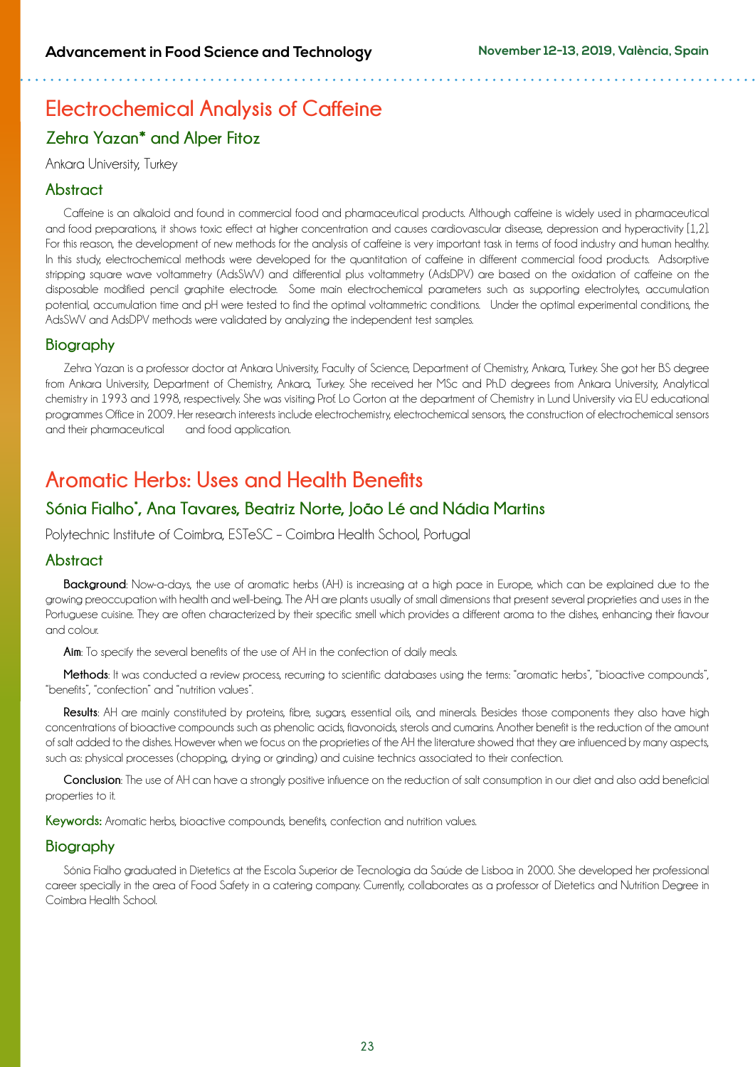# Electrochemical Analysis of Caffeine

## Zehra Yazan* and Alper Fitoz

Ankara University, Turkey

### Abstract

Caffeine is an alkaloid and found in commercial food and pharmaceutical products. Although caffeine is widely used in pharmaceutical and food preparations, it shows toxic effect at higher concentration and causes cardiovascular disease, depression and hyperactivity [1,2]. For this reason, the development of new methods for the analysis of caffeine is very important task in terms of food industry and human healthy. In this study, electrochemical methods were developed for the quantitation of caffeine in different commercial food products. Adsorptive stripping square wave voltammetry (AdsSWV) and differential plus voltammetry (AdsDPV) are based on the oxidation of caffeine on the disposable modified pencil graphite electrode. Some main electrochemical parameters such as supporting electrolytes, accumulation potential, accumulation time and pH were tested to find the optimal voltammetric conditions. Under the optimal experimental conditions, the AdsSWV and AdsDPV methods were validated by analyzing the independent test samples.

### Biography

Zehra Yazan is a professor doctor at Ankara University, Faculty of Science, Department of Chemistry, Ankara, Turkey. She got her BS degree from Ankara University, Department of Chemistry, Ankara, Turkey. She received her MSc and Ph.D degrees from Ankara University, Analytical chemistry in 1993 and 1998, respectively. She was visiting Prof. Lo Gorton at the department of Chemistry in Lund University via EU educational programmes Office in 2009. Her research interests include electrochemistry, electrochemical sensors, the construction of electrochemical sensors and their pharmaceutical and food application.

# Aromatic Herbs: Uses and Health Benefits

## Sónia Fialho*, Ana Tavares, Beatriz Norte, João Lé and Nádia Martins

Polytechnic Institute of Coimbra, ESTeSC – Coimbra Health School, Portugal

### Abstract

**Background**: Now-a-days, the use of aromatic herbs (AH) is increasing at a high pace in Europe, which can be explained due to the growing preoccupation with health and well-being. The AH are plants usually of small dimensions that present several proprieties and uses in the Portuguese cuisine. They are often characterized by their specific smell which provides a different aroma to the dishes, enhancing their flavour and colour.

**Aim**: To specify the several benefits of the use of AH in the confection of daily meals.

**Methods**: It was conducted a review process, recurring to scientific databases using the terms: "aromatic herbs", "bioactive compounds", "benefits", "confection" and "nutrition values".

**Results**: AH are mainly constituted by proteins, fibre, sugars, essential oils, and minerals. Besides those components they also have high concentrations of bioactive compounds such as phenolic acids, flavonoids, sterols and cumarins. Another benefit is the reduction of the amount of salt added to the dishes. However when we focus on the proprieties of the AH the literature showed that they are influenced by many aspects, such as: physical processes (chopping, drying or grinding) and cuisine technics associated to their confection.

**Conclusion**: The use of AH can have a strongly positive influence on the reduction of salt consumption in our diet and also add beneficial properties to it.

**Keywords:** Aromatic herbs, bioactive compounds, benefits, confection and nutrition values.

### Biography

Sónia Fialho graduated in Dietetics at the Escola Superior de Tecnologia da Saúde de Lisboa in 2000. She developed her professional career specially in the area of Food Safety in a catering company. Currently, collaborates as a professor of Dietetics and Nutrition Degree in Coimbra Health School.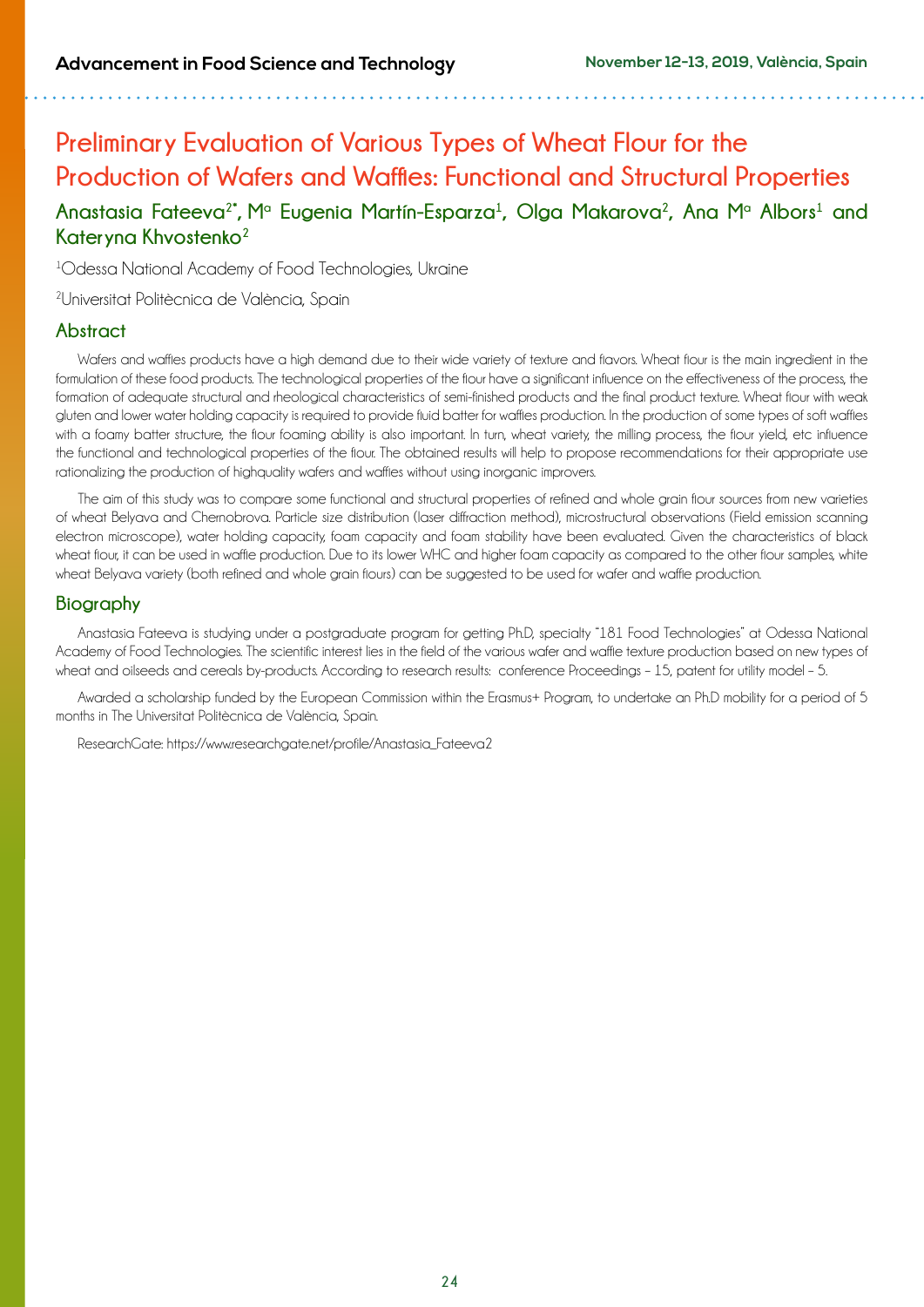# Preliminary Evaluation of Various Types of Wheat Flour for the Production of Wafers and Waffles: Functional and Structural Properties

**Anastasia Fateeva[2*], Mª Eugenia Martín-Esparza[1], Olga Makarova[2], Ana Mª Albors[1] and Kateryna Khvostenko[2]**

[1]Odessa National Academy of Food Technologies, Ukraine

[2]Universitat Politècnica de València, Spain

## Abstract

Wafers and waffles products have a high demand due to their wide variety of texture and flavors. Wheat flour is the main ingredient in the formulation of these food products. The technological properties of the flour have a significant influence on the effectiveness of the process, the formation of adequate structural and rheological characteristics of semi-finished products and the final product texture. Wheat flour with weak gluten and lower water holding capacity is required to provide fluid batter for waffles production. In the production of some types of soft waffles with a foamy batter structure, the flour foaming ability is also important. In turn, wheat variety, the milling process, the flour yield, etc influence the functional and technological properties of the flour. The obtained results will help to propose recommendations for their appropriate use rationalizing the production of highquality wafers and waffles without using inorganic improvers.

The aim of this study was to compare some functional and structural properties of refined and whole grain flour sources from new varieties of wheat Belyava and Chernobrova. Particle size distribution (laser diffraction method), microstructural observations (Field emission scanning electron microscope), water holding capacity, foam capacity and foam stability have been evaluated. Given the characteristics of black wheat flour, it can be used in waffle production. Due to its lower WHC and higher foam capacity as compared to the other flour samples, white wheat Belyava variety (both refined and whole grain flours) can be suggested to be used for wafer and waffle production.

## Biography

Anastasia Fateeva is studying under a postgraduate program for getting Ph.D, specialty "181 Food Technologies" at Odessa National Academy of Food Technologies. The scientific interest lies in the field of the various wafer and waffle texture production based on new types of wheat and oilseeds and cereals by-products. According to research results: conference Proceedings – 15, patent for utility model – 5.

Awarded a scholarship funded by the European Commission within the Erasmus+ Program, to undertake an Ph.D mobility for a period of 5 months in The Universitat Politècnica de València, Spain.

ResearchGate: https://www.researchgate.net/profile/Anastasia_Fateeva2